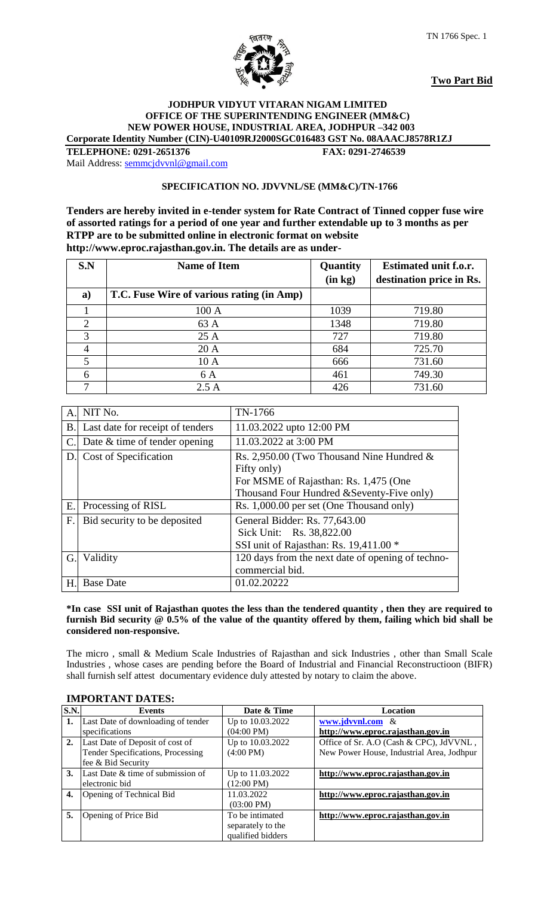TN 1766 Spec. 1

**Two Part Bid**

**JODHPUR VIDYUT VITARAN NIGAM LIMITED**
**OFFICE OF THE SUPERINTENDING ENGINEER (MM&C)**
**NEW POWER HOUSE, INDUSTRIAL AREA, JODHPUR –342 003**
**Corporate Identity Number (CIN)-U40109RJ2000SGC016483 GST No. 08AAACJ8578R1ZJ**

**TELEPHONE: 0291-2651376** **FAX: 0291-2746539**

Mail Address: semmcjdvvnl@gmail.com

**SPECIFICATION NO. JDVVNL/SE (MM&C)/TN-1766**

**Tenders are hereby invited in e-tender system for Rate Contract of Tinned copper fuse wire of assorted ratings for a period of one year and further extendable up to 3 months as per RTPP are to be submitted online in electronic format on website http://www.eproc.rajasthan.gov.in. The details are as under-**

| S.N | Name of Item | Quantity (in kg) | Estimated unit f.o.r. destination price in Rs. |
|---|---|---|---|
| a) | T.C. Fuse Wire of various rating (in Amp) | | |
| 1 | 100 A | 1039 | 719.80 |
| 2 | 63 A | 1348 | 719.80 |
| 3 | 25 A | 727 | 719.80 |
| 4 | 20 A | 684 | 725.70 |
| 5 | 10 A | 666 | 731.60 |
| 6 | 6 A | 461 | 749.30 |
| 7 | 2.5 A | 426 | 731.60 |

| | | |
|---|---|---|
| A. | NIT No. | TN-1766 |
| B. | Last date for receipt of tenders | 11.03.2022 upto 12:00 PM |
| C. | Date & time of tender opening | 11.03.2022 at 3:00 PM |
| D. | Cost of Specification | Rs. 2,950.00 (Two Thousand Nine Hundred & Fifty only)<br>For MSME of Rajasthan: Rs. 1,475 (One Thousand Four Hundred &Seventy-Five only) |
| E. | Processing of RISL | Rs. 1,000.00 per set (One Thousand only) |
| F. | Bid security to be deposited | General Bidder: Rs. 77,643.00<br>Sick Unit: Rs. 38,822.00<br>SSI unit of Rajasthan: Rs. 19,411.00 * |
| G. | Validity | 120 days from the next date of opening of techno-commercial bid. |
| H. | Base Date | 01.02.20222 |

**\*In case SSI unit of Rajasthan quotes the less than the tendered quantity , then they are required to furnish Bid security @ 0.5% of the value of the quantity offered by them, failing which bid shall be considered non-responsive.**

The micro , small & Medium Scale Industries of Rajasthan and sick Industries , other than Small Scale Industries , whose cases are pending before the Board of Industrial and Financial Reconstructioon (BIFR) shall furnish self attest documentary evidence duly attested by notary to claim the above.

**IMPORTANT DATES:**

| S.N. | Events | Date & Time | Location |
|---|---|---|---|
| 1. | Last Date of downloading of tender specifications | Up to 10.03.2022 (04:00 PM) | www.jdvvnl.com & http://www.eproc.rajasthan.gov.in |
| 2. | Last Date of Deposit of cost of Tender Specifications, Processing fee & Bid Security | Up to 10.03.2022 (4:00 PM) | Office of Sr. A.O (Cash & CPC), JdVVNL , New Power House, Industrial Area, Jodhpur |
| 3. | Last Date & time of submission of electronic bid | Up to 11.03.2022 (12:00 PM) | http://www.eproc.rajasthan.gov.in |
| 4. | Opening of Technical Bid | 11.03.2022 (03:00 PM) | http://www.eproc.rajasthan.gov.in |
| 5. | Opening of Price Bid | To be intimated separately to the qualified bidders | http://www.eproc.rajasthan.gov.in |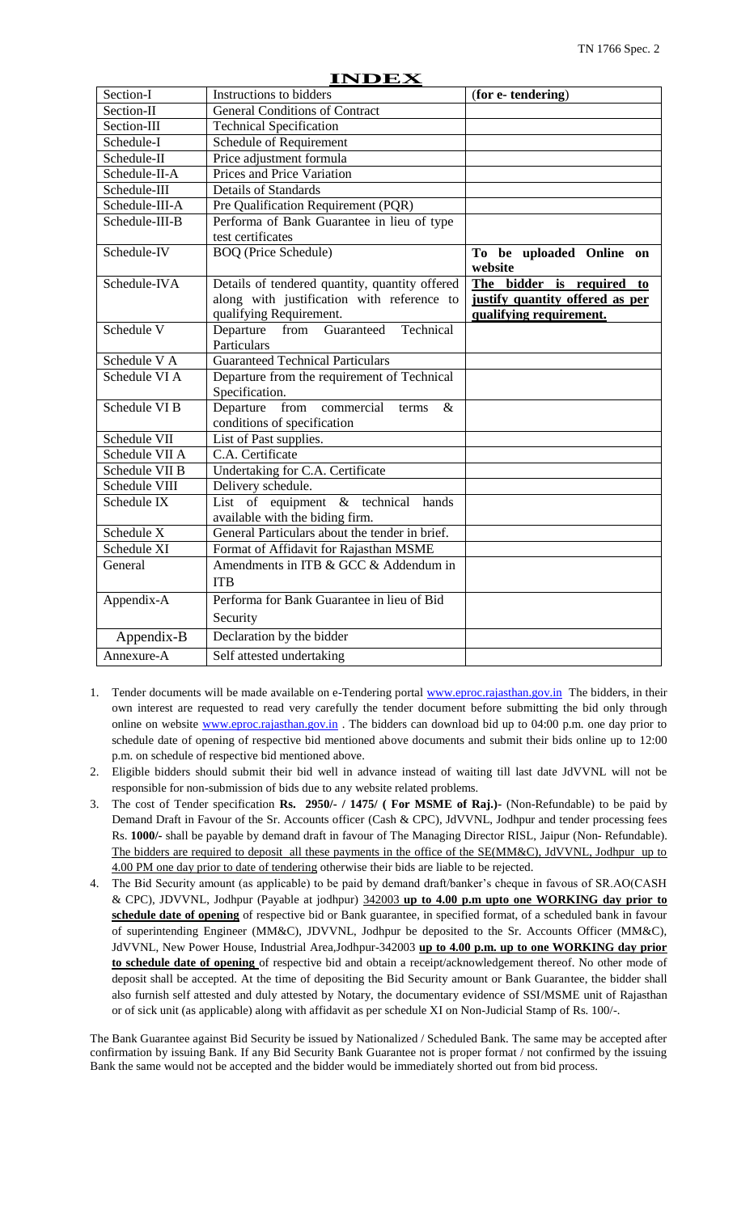# INDEX

| | | |
|---|---|---|
| Section-I | Instructions to bidders | (**for e- tendering**) |
| Section-II | General Conditions of Contract | |
| Section-III | Technical Specification | |
| Schedule-I | Schedule of Requirement | |
| Schedule-II | Price adjustment formula | |
| Schedule-II-A | Prices and Price Variation | |
| Schedule-III | Details of Standards | |
| Schedule-III-A | Pre Qualification Requirement (PQR) | |
| Schedule-III-B | Performa of Bank Guarantee in lieu of type test certificates | |
| Schedule-IV | BOQ (Price Schedule) | **To be uploaded Online on website** |
| Schedule-IVA | Details of tendered quantity, quantity offered along with justification with reference to qualifying Requirement. | **The bidder is required to justify quantity offered as per qualifying requirement.** |
| Schedule V | Departure from Guaranteed Technical Particulars | |
| Schedule V A | Guaranteed Technical Particulars | |
| Schedule VI A | Departure from the requirement of Technical Specification. | |
| Schedule VI B | Departure from commercial terms & conditions of specification | |
| Schedule VII | List of Past supplies. | |
| Schedule VII A | C.A. Certificate | |
| Schedule VII B | Undertaking for C.A. Certificate | |
| Schedule VIII | Delivery schedule. | |
| Schedule IX | List of equipment & technical hands available with the biding firm. | |
| Schedule X | General Particulars about the tender in brief. | |
| Schedule XI | Format of Affidavit for Rajasthan MSME | |
| General | Amendments in ITB & GCC & Addendum in ITB | |
| Appendix-A | Performa for Bank Guarantee in lieu of Bid Security | |
| Appendix-B | Declaration by the bidder | |
| Annexure-A | Self attested undertaking | |

1. Tender documents will be made available on e-Tendering portal www.eproc.rajasthan.gov.in The bidders, in their own interest are requested to read very carefully the tender document before submitting the bid only through online on website www.eproc.rajasthan.gov.in . The bidders can download bid up to 04:00 p.m. one day prior to schedule date of opening of respective bid mentioned above documents and submit their bids online up to 12:00 p.m. on schedule of respective bid mentioned above.
2. Eligible bidders should submit their bid well in advance instead of waiting till last date JdVVNL will not be responsible for non-submission of bids due to any website related problems.
3. The cost of Tender specification **Rs. 2950/- / 1475/ ( For MSME of Raj.)-** (Non-Refundable) to be paid by Demand Draft in Favour of the Sr. Accounts officer (Cash & CPC), JdVVNL, Jodhpur and tender processing fees Rs. **1000/-** shall be payable by demand draft in favour of The Managing Director RISL, Jaipur (Non- Refundable). The bidders are required to deposit all these payments in the office of the SE(MM&C), JdVVNL, Jodhpur up to 4.00 PM one day prior to date of tendering otherwise their bids are liable to be rejected.
4. The Bid Security amount (as applicable) to be paid by demand draft/banker's cheque in favous of SR.AO(CASH & CPC), JDVVNL, Jodhpur (Payable at jodhpur) 342003 **up to 4.00 p.m upto one WORKING day prior to schedule date of opening** of respective bid or Bank guarantee, in specified format, of a scheduled bank in favour of superintending Engineer (MM&C), JDVVNL, Jodhpur be deposited to the Sr. Accounts Officer (MM&C), JdVVNL, New Power House, Industrial Area,Jodhpur-342003 **up to 4.00 p.m. up to one WORKING day prior to schedule date of opening** of respective bid and obtain a receipt/acknowledgement thereof. No other mode of deposit shall be accepted. At the time of depositing the Bid Security amount or Bank Guarantee, the bidder shall also furnish self attested and duly attested by Notary, the documentary evidence of SSI/MSME unit of Rajasthan or of sick unit (as applicable) along with affidavit as per schedule XI on Non-Judicial Stamp of Rs. 100/-.

The Bank Guarantee against Bid Security be issued by Nationalized / Scheduled Bank. The same may be accepted after confirmation by issuing Bank. If any Bid Security Bank Guarantee not is proper format / not confirmed by the issuing Bank the same would not be accepted and the bidder would be immediately shorted out from bid process.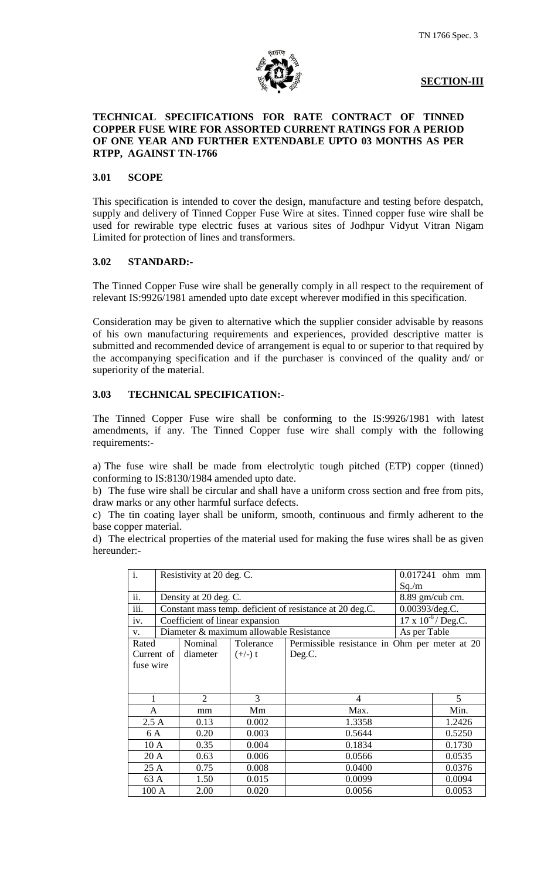**SECTION-III**

**TECHNICAL SPECIFICATIONS FOR RATE CONTRACT OF TINNED COPPER FUSE WIRE FOR ASSORTED CURRENT RATINGS FOR A PERIOD OF ONE YEAR AND FURTHER EXTENDABLE UPTO 03 MONTHS AS PER RTPP, AGAINST TN-1766**

## 3.01 SCOPE

This specification is intended to cover the design, manufacture and testing before despatch, supply and delivery of Tinned Copper Fuse Wire at sites. Tinned copper fuse wire shall be used for rewirable type electric fuses at various sites of Jodhpur Vidyut Vitran Nigam Limited for protection of lines and transformers.

## 3.02 STANDARD:-

The Tinned Copper Fuse wire shall be generally comply in all respect to the requirement of relevant IS:9926/1981 amended upto date except wherever modified in this specification.

Consideration may be given to alternative which the supplier consider advisable by reasons of his own manufacturing requirements and experiences, provided descriptive matter is submitted and recommended device of arrangement is equal to or superior to that required by the accompanying specification and if the purchaser is convinced of the quality and/ or superiority of the material.

## 3.03 TECHNICAL SPECIFICATION:-

The Tinned Copper Fuse wire shall be conforming to the IS:9926/1981 with latest amendments, if any. The Tinned Copper fuse wire shall comply with the following requirements:-

a) The fuse wire shall be made from electrolytic tough pitched (ETP) copper (tinned) conforming to IS:8130/1984 amended upto date.

b) The fuse wire shall be circular and shall have a uniform cross section and free from pits, draw marks or any other harmful surface defects.

c) The tin coating layer shall be uniform, smooth, continuous and firmly adherent to the base copper material.

d) The electrical properties of the material used for making the fuse wires shall be as given hereunder:-

| i. | Resistivity at 20 deg. C. | 0.017241 ohm mm Sq./m |
|---|---|---|
| ii. | Density at 20 deg. C. | 8.89 gm/cub cm. |
| iii. | Constant mass temp. deficient of resistance at 20 deg.C. | 0.00393/deg.C. |
| iv. | Coefficient of linear expansion | $17 \times 10^{-6}$ / Deg.C. |
| v. | Diameter & maximum allowable Resistance | As per Table |

| Rated Current of fuse wire | Nominal diameter | Tolerance (+/-) t | Permissible resistance in Ohm per meter at 20 Deg.C. | |
|---|---|---|---|---|
| 1 | 2 | 3 | 4 | 5 |
| A | mm | Mm | Max. | Min. |
| 2.5 A | 0.13 | 0.002 | 1.3358 | 1.2426 |
| 6 A | 0.20 | 0.003 | 0.5644 | 0.5250 |
| 10 A | 0.35 | 0.004 | 0.1834 | 0.1730 |
| 20 A | 0.63 | 0.006 | 0.0566 | 0.0535 |
| 25 A | 0.75 | 0.008 | 0.0400 | 0.0376 |
| 63 A | 1.50 | 0.015 | 0.0099 | 0.0094 |
| 100 A | 2.00 | 0.020 | 0.0056 | 0.0053 |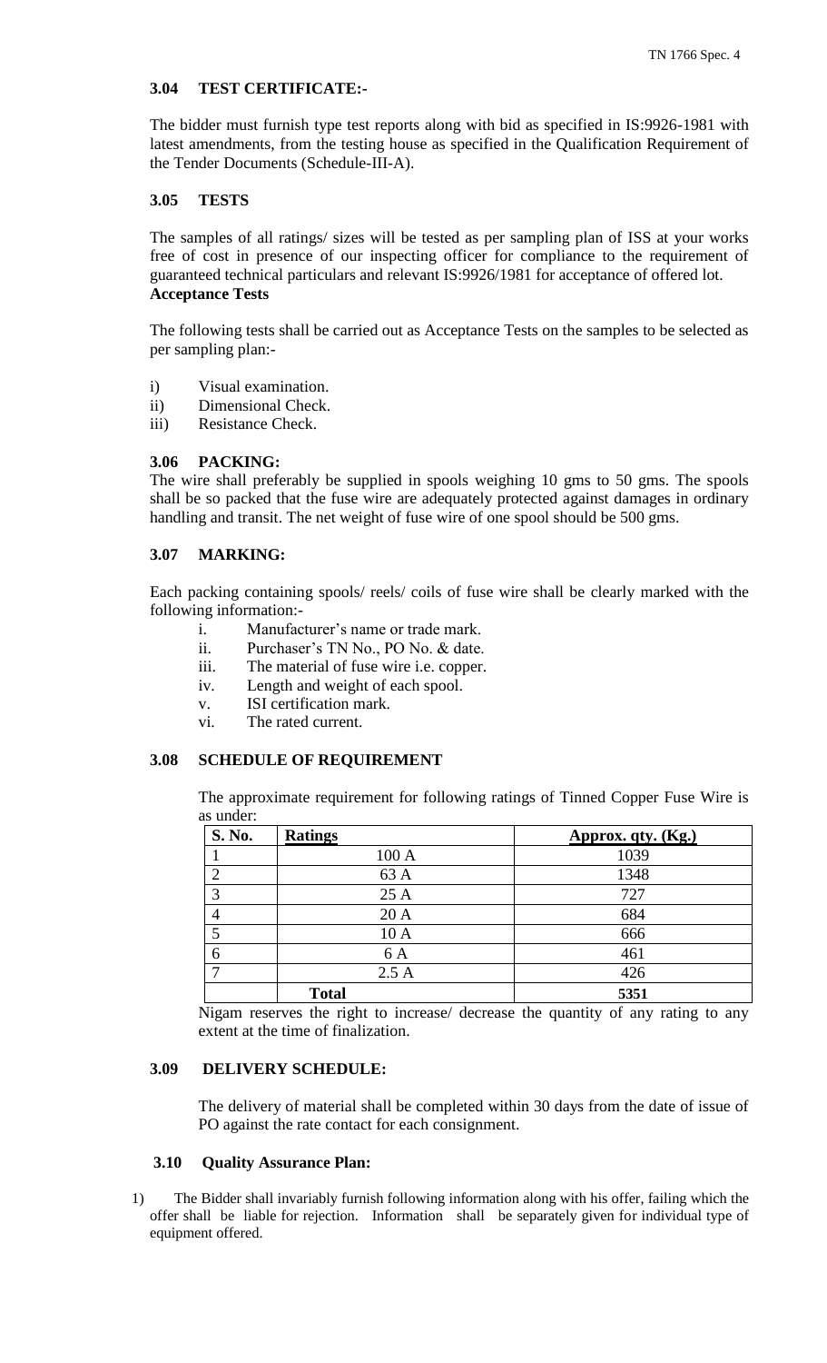### 3.04 TEST CERTIFICATE:-

The bidder must furnish type test reports along with bid as specified in IS:9926-1981 with latest amendments, from the testing house as specified in the Qualification Requirement of the Tender Documents (Schedule-III-A).

### 3.05 TESTS

The samples of all ratings/ sizes will be tested as per sampling plan of ISS at your works free of cost in presence of our inspecting officer for compliance to the requirement of guaranteed technical particulars and relevant IS:9926/1981 for acceptance of offered lot.

**Acceptance Tests**

The following tests shall be carried out as Acceptance Tests on the samples to be selected as per sampling plan:-

i) Visual examination.
ii) Dimensional Check.
iii) Resistance Check.

### 3.06 PACKING:

The wire shall preferably be supplied in spools weighing 10 gms to 50 gms. The spools shall be so packed that the fuse wire are adequately protected against damages in ordinary handling and transit. The net weight of fuse wire of one spool should be 500 gms.

### 3.07 MARKING:

Each packing containing spools/ reels/ coils of fuse wire shall be clearly marked with the following information:-

i. Manufacturer's name or trade mark.
ii. Purchaser's TN No., PO No. & date.
iii. The material of fuse wire i.e. copper.
iv. Length and weight of each spool.
v. ISI certification mark.
vi. The rated current.

### 3.08 SCHEDULE OF REQUIREMENT

The approximate requirement for following ratings of Tinned Copper Fuse Wire is as under:

| S. No. | Ratings | Approx. qty. (Kg.) |
|---|---|---|
| 1 | 100 A | 1039 |
| 2 | 63 A | 1348 |
| 3 | 25 A | 727 |
| 4 | 20 A | 684 |
| 5 | 10 A | 666 |
| 6 | 6 A | 461 |
| 7 | 2.5 A | 426 |
| | **Total** | **5351** |

Nigam reserves the right to increase/ decrease the quantity of any rating to any extent at the time of finalization.

### 3.09 DELIVERY SCHEDULE:

The delivery of material shall be completed within 30 days from the date of issue of PO against the rate contact for each consignment.

### 3.10 Quality Assurance Plan:

1) The Bidder shall invariably furnish following information along with his offer, failing which the offer shall be liable for rejection. Information shall be separately given for individual type of equipment offered.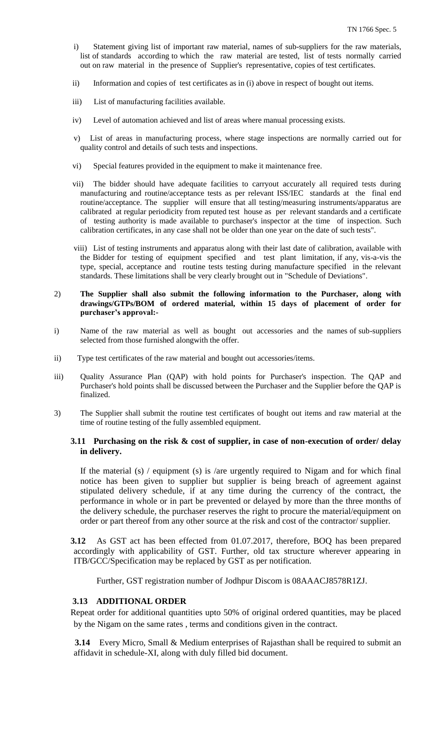i) Statement giving list of important raw material, names of sub-suppliers for the raw materials, list of standards according to which the raw material are tested, list of tests normally carried out on raw material in the presence of Supplier's representative, copies of test certificates.

ii) Information and copies of test certificates as in (i) above in respect of bought out items.

iii) List of manufacturing facilities available.

iv) Level of automation achieved and list of areas where manual processing exists.

v) List of areas in manufacturing process, where stage inspections are normally carried out for quality control and details of such tests and inspections.

vi) Special features provided in the equipment to make it maintenance free.

vii) The bidder should have adequate facilities to carryout accurately all required tests during manufacturing and routine/acceptance tests as per relevant ISS/IEC standards at the final end routine/acceptance. The supplier will ensure that all testing/measuring instruments/apparatus are calibrated at regular periodicity from reputed test house as per relevant standards and a certificate of testing authority is made available to purchaser's inspector at the time of inspection. Such calibration certificates, in any case shall not be older than one year on the date of such tests".

viii) List of testing instruments and apparatus along with their last date of calibration, available with the Bidder for testing of equipment specified and test plant limitation, if any, vis-a-vis the type, special, acceptance and routine tests testing during manufacture specified in the relevant standards. These limitations shall be very clearly brought out in "Schedule of Deviations".

2) **The Supplier shall also submit the following information to the Purchaser, along with drawings/GTPs/BOM of ordered material, within 15 days of placement of order for purchaser's approval:-**

i) Name of the raw material as well as bought out accessories and the names of sub-suppliers selected from those furnished alongwith the offer.

ii) Type test certificates of the raw material and bought out accessories/items.

iii) Quality Assurance Plan (QAP) with hold points for Purchaser's inspection. The QAP and Purchaser's hold points shall be discussed between the Purchaser and the Supplier before the QAP is finalized.

3) The Supplier shall submit the routine test certificates of bought out items and raw material at the time of routine testing of the fully assembled equipment.

### 3.11 Purchasing on the risk & cost of supplier, in case of non-execution of order/ delay in delivery.

If the material (s) / equipment (s) is /are urgently required to Nigam and for which final notice has been given to supplier but supplier is being breach of agreement against stipulated delivery schedule, if at any time during the currency of the contract, the performance in whole or in part be prevented or delayed by more than the three months of the delivery schedule, the purchaser reserves the right to procure the material/equipment on order or part thereof from any other source at the risk and cost of the contractor/ supplier.

**3.12** As GST act has been effected from 01.07.2017, therefore, BOQ has been prepared accordingly with applicability of GST. Further, old tax structure wherever appearing in ITB/GCC/Specification may be replaced by GST as per notification.

Further, GST registration number of Jodhpur Discom is 08AAACJ8578R1ZJ.

### 3.13 ADDITIONAL ORDER

Repeat order for additional quantities upto 50% of original ordered quantities, may be placed by the Nigam on the same rates , terms and conditions given in the contract.

**3.14** Every Micro, Small & Medium enterprises of Rajasthan shall be required to submit an affidavit in schedule-XI, along with duly filled bid document.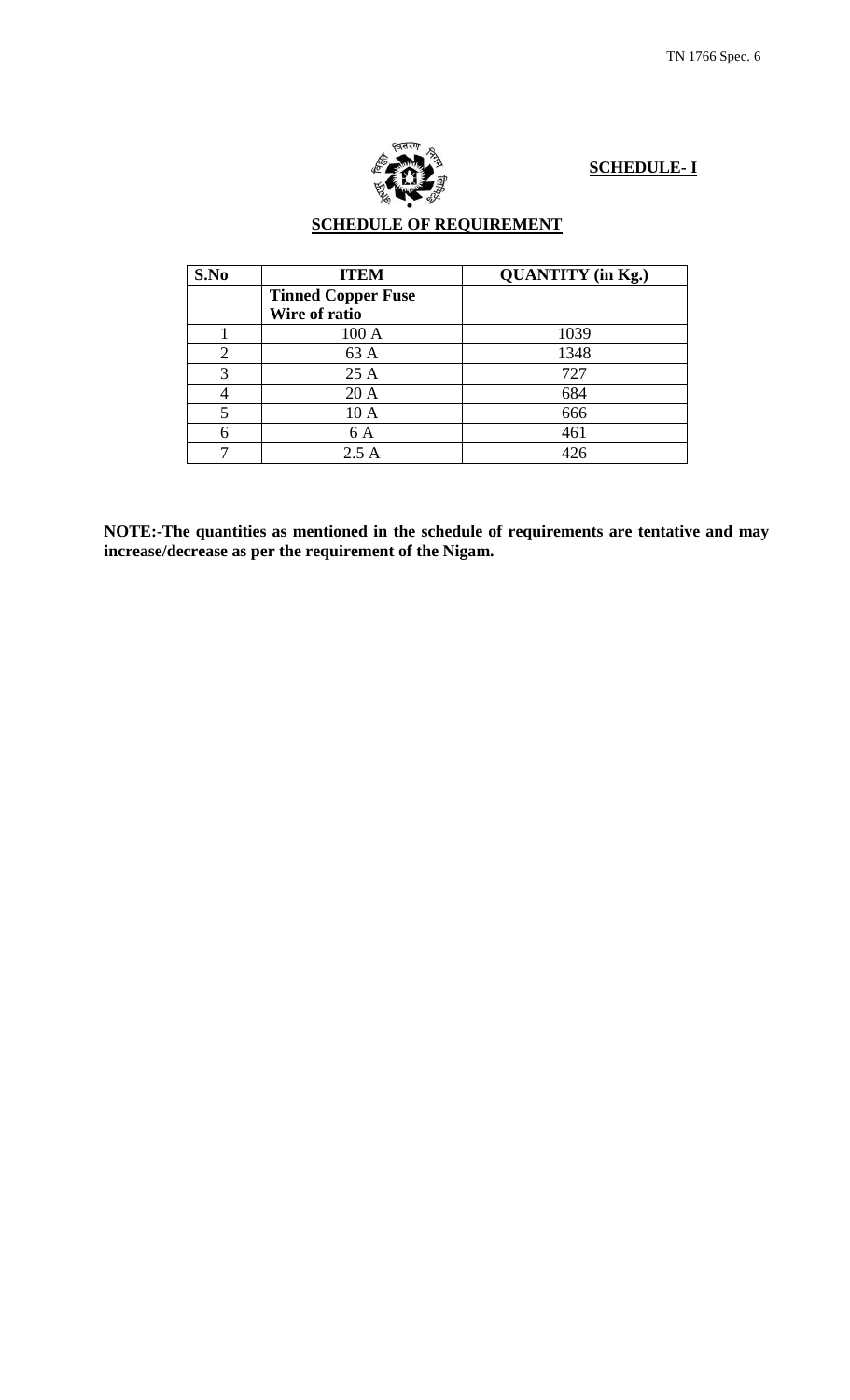**SCHEDULE- I**

**SCHEDULE OF REQUIREMENT**

| S.No | ITEM | QUANTITY (in Kg.) |
|---|---|---|
| | **Tinned Copper Fuse Wire of ratio** | |
| 1 | 100 A | 1039 |
| 2 | 63 A | 1348 |
| 3 | 25 A | 727 |
| 4 | 20 A | 684 |
| 5 | 10 A | 666 |
| 6 | 6 A | 461 |
| 7 | 2.5 A | 426 |

**NOTE:-The quantities as mentioned in the schedule of requirements are tentative and may increase/decrease as per the requirement of the Nigam.**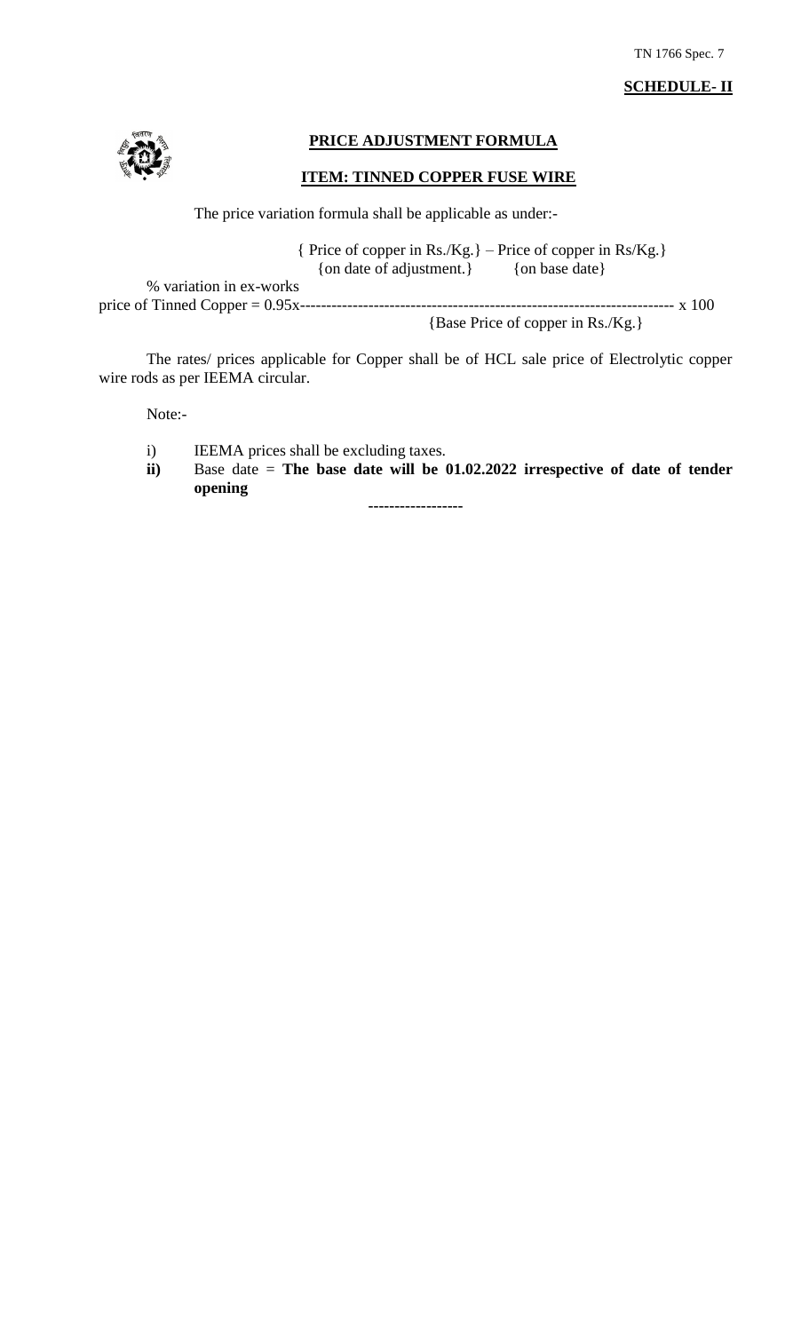TN 1766 Spec. 7

**SCHEDULE- II**

## PRICE ADJUSTMENT FORMULA

### ITEM: TINNED COPPER FUSE WIRE

The price variation formula shall be applicable as under:-

$$\text{\% variation in ex-works price of Tinned Copper} = 0.95 \times \frac{\{\text{Price of copper in Rs./Kg.}\}_{\text{on date of adjustment}} - \{\text{Price of copper in Rs/Kg.}\}_{\text{on base date}}}{\{\text{Base Price of copper in Rs./Kg.}\}} \times 100$$

The rates/ prices applicable for Copper shall be of HCL sale price of Electrolytic copper wire rods as per IEEMA circular.

Note:-

i) IEEMA prices shall be excluding taxes.

**ii)** Base date = **The base date will be 01.02.2022 irrespective of date of tender opening**

------------------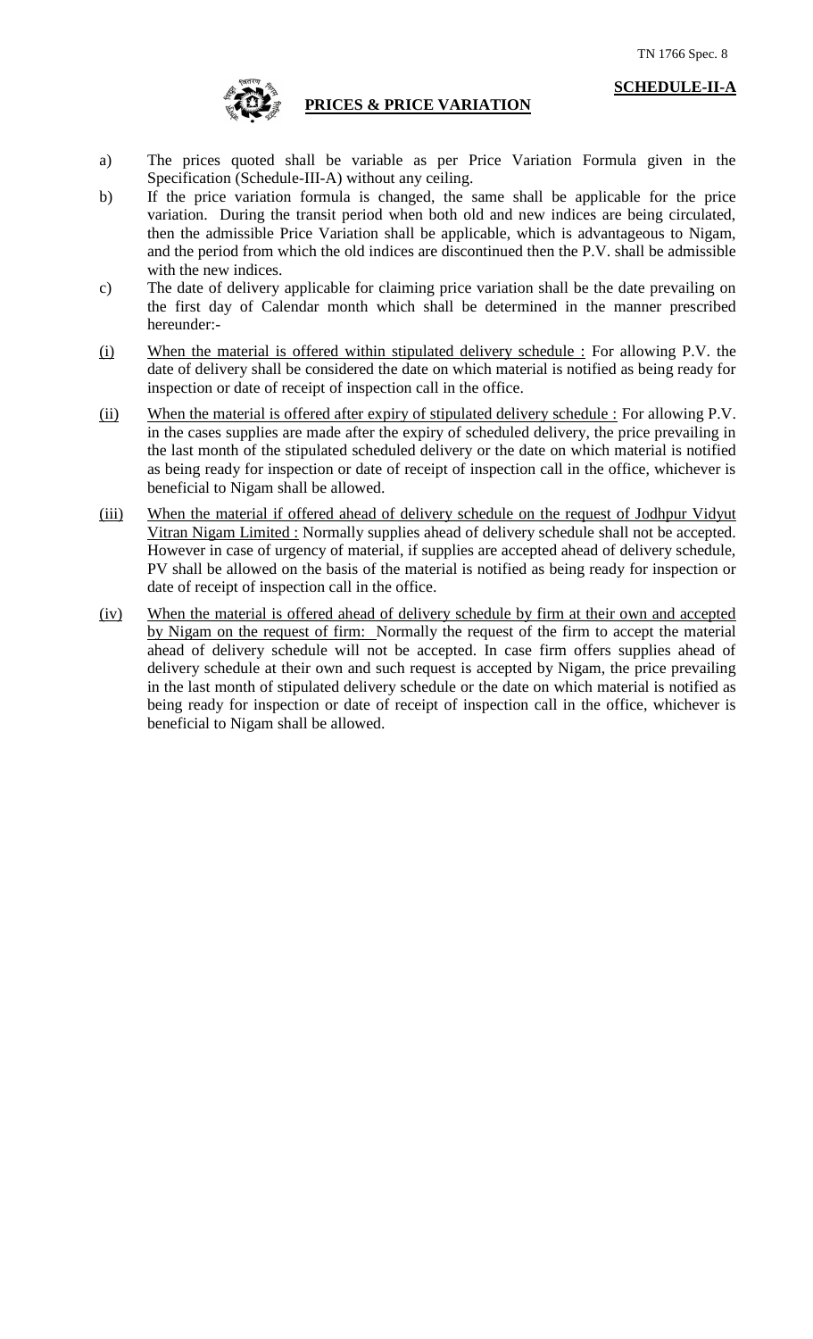**SCHEDULE-II-A**

## PRICES & PRICE VARIATION

a) The prices quoted shall be variable as per Price Variation Formula given in the Specification (Schedule-III-A) without any ceiling.

b) If the price variation formula is changed, the same shall be applicable for the price variation. During the transit period when both old and new indices are being circulated, then the admissible Price Variation shall be applicable, which is advantageous to Nigam, and the period from which the old indices are discontinued then the P.V. shall be admissible with the new indices.

c) The date of delivery applicable for claiming price variation shall be the date prevailing on the first day of Calendar month which shall be determined in the manner prescribed hereunder:-

(i) <u>When the material is offered within stipulated delivery schedule :</u> For allowing P.V. the date of delivery shall be considered the date on which material is notified as being ready for inspection or date of receipt of inspection call in the office.

(ii) <u>When the material is offered after expiry of stipulated delivery schedule :</u> For allowing P.V. in the cases supplies are made after the expiry of scheduled delivery, the price prevailing in the last month of the stipulated scheduled delivery or the date on which material is notified as being ready for inspection or date of receipt of inspection call in the office, whichever is beneficial to Nigam shall be allowed.

(iii) <u>When the material if offered ahead of delivery schedule on the request of Jodhpur Vidyut Vitran Nigam Limited :</u> Normally supplies ahead of delivery schedule shall not be accepted. However in case of urgency of material, if supplies are accepted ahead of delivery schedule, PV shall be allowed on the basis of the material is notified as being ready for inspection or date of receipt of inspection call in the office.

(iv) <u>When the material is offered ahead of delivery schedule by firm at their own and accepted by Nigam on the request of firm:</u> Normally the request of the firm to accept the material ahead of delivery schedule will not be accepted. In case firm offers supplies ahead of delivery schedule at their own and such request is accepted by Nigam, the price prevailing in the last month of stipulated delivery schedule or the date on which material is notified as being ready for inspection or date of receipt of inspection call in the office, whichever is beneficial to Nigam shall be allowed.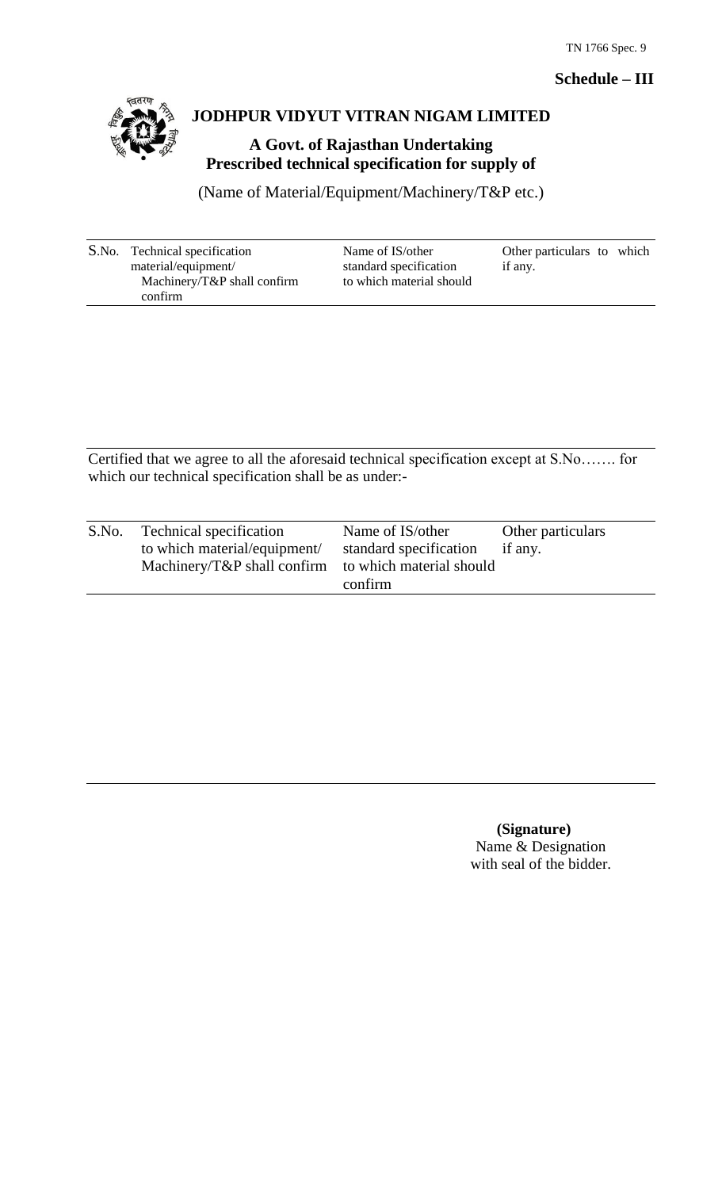**Schedule – III**

## JODHPUR VIDYUT VITRAN NIGAM LIMITED

### A Govt. of Rajasthan Undertaking
### Prescribed technical specification for supply of

(Name of Material/Equipment/Machinery/T&P etc.)

| S.No. | Technical specification material/equipment/ Machinery/T&P shall confirm confirm | Name of IS/other standard specification to which material should | Other particulars to which if any. |
|---|---|---|---|
| | | | |

Certified that we agree to all the aforesaid technical specification except at S.No……. for which our technical specification shall be as under:-

| S.No. | Technical specification to which material/equipment/ Machinery/T&P shall confirm | Name of IS/other standard specification to which material should confirm | Other particulars if any. |
|---|---|---|---|
| | | | |

**(Signature)**
Name & Designation
with seal of the bidder.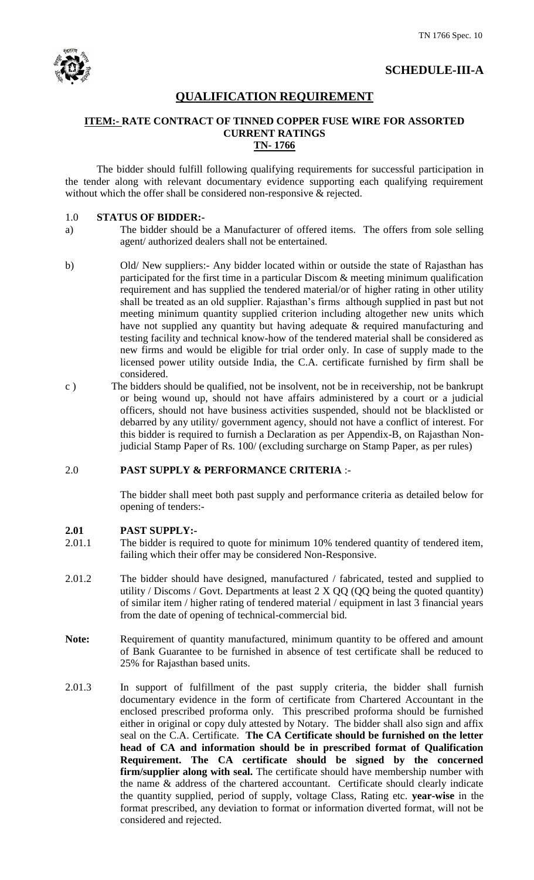# SCHEDULE-III-A

## QUALIFICATION REQUIREMENT

### ITEM:- RATE CONTRACT OF TINNED COPPER FUSE WIRE FOR ASSORTED CURRENT RATINGS TN- 1766

The bidder should fulfill following qualifying requirements for successful participation in the tender along with relevant documentary evidence supporting each qualifying requirement without which the offer shall be considered non-responsive & rejected.

1.0 **STATUS OF BIDDER:-**

a) The bidder should be a Manufacturer of offered items. The offers from sole selling agent/ authorized dealers shall not be entertained.

b) Old/ New suppliers:- Any bidder located within or outside the state of Rajasthan has participated for the first time in a particular Discom & meeting minimum qualification requirement and has supplied the tendered material/or of higher rating in other utility shall be treated as an old supplier. Rajasthan's firms although supplied in past but not meeting minimum quantity supplied criterion including altogether new units which have not supplied any quantity but having adequate & required manufacturing and testing facility and technical know-how of the tendered material shall be considered as new firms and would be eligible for trial order only. In case of supply made to the licensed power utility outside India, the C.A. certificate furnished by firm shall be considered.

c ) The bidders should be qualified, not be insolvent, not be in receivership, not be bankrupt or being wound up, should not have affairs administered by a court or a judicial officers, should not have business activities suspended, should not be blacklisted or debarred by any utility/ government agency, should not have a conflict of interest. For this bidder is required to furnish a Declaration as per Appendix-B, on Rajasthan Non-judicial Stamp Paper of Rs. 100/ (excluding surcharge on Stamp Paper, as per rules)

2.0 **PAST SUPPLY & PERFORMANCE CRITERIA** :-

The bidder shall meet both past supply and performance criteria as detailed below for opening of tenders:-

**2.01 PAST SUPPLY:-**

2.01.1 The bidder is required to quote for minimum 10% tendered quantity of tendered item, failing which their offer may be considered Non-Responsive.

2.01.2 The bidder should have designed, manufactured / fabricated, tested and supplied to utility / Discoms / Govt. Departments at least 2 X QQ (QQ being the quoted quantity) of similar item / higher rating of tendered material / equipment in last 3 financial years from the date of opening of technical-commercial bid.

**Note:** Requirement of quantity manufactured, minimum quantity to be offered and amount of Bank Guarantee to be furnished in absence of test certificate shall be reduced to 25% for Rajasthan based units.

2.01.3 In support of fulfillment of the past supply criteria, the bidder shall furnish documentary evidence in the form of certificate from Chartered Accountant in the enclosed prescribed proforma only. This prescribed proforma should be furnished either in original or copy duly attested by Notary. The bidder shall also sign and affix seal on the C.A. Certificate. **The CA Certificate should be furnished on the letter head of CA and information should be in prescribed format of Qualification Requirement. The CA certificate should be signed by the concerned firm/supplier along with seal.** The certificate should have membership number with the name & address of the chartered accountant. Certificate should clearly indicate the quantity supplied, period of supply, voltage Class, Rating etc. **year-wise** in the format prescribed, any deviation to format or information diverted format, will not be considered and rejected.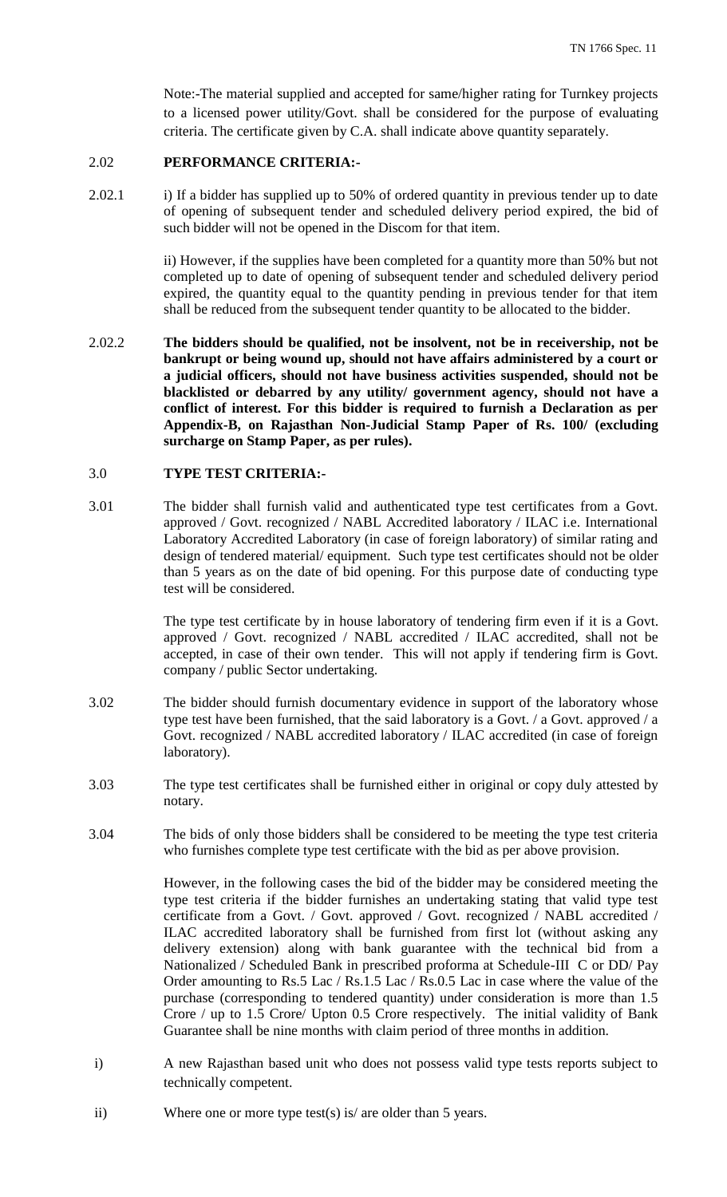Note:-The material supplied and accepted for same/higher rating for Turnkey projects to a licensed power utility/Govt. shall be considered for the purpose of evaluating criteria. The certificate given by C.A. shall indicate above quantity separately.

2.02 **PERFORMANCE CRITERIA:-**

2.02.1 i) If a bidder has supplied up to 50% of ordered quantity in previous tender up to date of opening of subsequent tender and scheduled delivery period expired, the bid of such bidder will not be opened in the Discom for that item.

ii) However, if the supplies have been completed for a quantity more than 50% but not completed up to date of opening of subsequent tender and scheduled delivery period expired, the quantity equal to the quantity pending in previous tender for that item shall be reduced from the subsequent tender quantity to be allocated to the bidder.

2.02.2 **The bidders should be qualified, not be insolvent, not be in receivership, not be bankrupt or being wound up, should not have affairs administered by a court or a judicial officers, should not have business activities suspended, should not be blacklisted or debarred by any utility/ government agency, should not have a conflict of interest. For this bidder is required to furnish a Declaration as per Appendix-B, on Rajasthan Non-Judicial Stamp Paper of Rs. 100/ (excluding surcharge on Stamp Paper, as per rules).**

3.0 **TYPE TEST CRITERIA:-**

3.01 The bidder shall furnish valid and authenticated type test certificates from a Govt. approved / Govt. recognized / NABL Accredited laboratory / ILAC i.e. International Laboratory Accredited Laboratory (in case of foreign laboratory) of similar rating and design of tendered material/ equipment. Such type test certificates should not be older than 5 years as on the date of bid opening. For this purpose date of conducting type test will be considered.

The type test certificate by in house laboratory of tendering firm even if it is a Govt. approved / Govt. recognized / NABL accredited / ILAC accredited, shall not be accepted, in case of their own tender. This will not apply if tendering firm is Govt. company / public Sector undertaking.

3.02 The bidder should furnish documentary evidence in support of the laboratory whose type test have been furnished, that the said laboratory is a Govt. / a Govt. approved / a Govt. recognized / NABL accredited laboratory / ILAC accredited (in case of foreign laboratory).

3.03 The type test certificates shall be furnished either in original or copy duly attested by notary.

3.04 The bids of only those bidders shall be considered to be meeting the type test criteria who furnishes complete type test certificate with the bid as per above provision.

However, in the following cases the bid of the bidder may be considered meeting the type test criteria if the bidder furnishes an undertaking stating that valid type test certificate from a Govt. / Govt. approved / Govt. recognized / NABL accredited / ILAC accredited laboratory shall be furnished from first lot (without asking any delivery extension) along with bank guarantee with the technical bid from a Nationalized / Scheduled Bank in prescribed proforma at Schedule-III C or DD/ Pay Order amounting to Rs.5 Lac / Rs.1.5 Lac / Rs.0.5 Lac in case where the value of the purchase (corresponding to tendered quantity) under consideration is more than 1.5 Crore / up to 1.5 Crore/ Upton 0.5 Crore respectively. The initial validity of Bank Guarantee shall be nine months with claim period of three months in addition.

i) A new Rajasthan based unit who does not possess valid type tests reports subject to technically competent.

ii) Where one or more type test(s) is/ are older than 5 years.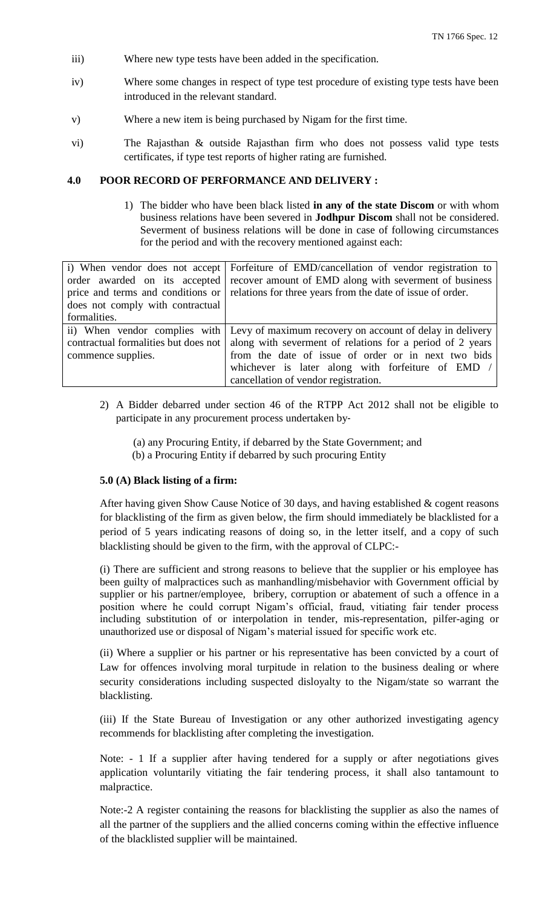iii) Where new type tests have been added in the specification.

iv) Where some changes in respect of type test procedure of existing type tests have been introduced in the relevant standard.

v) Where a new item is being purchased by Nigam for the first time.

vi) The Rajasthan & outside Rajasthan firm who does not possess valid type tests certificates, if type test reports of higher rating are furnished.

### 4.0 POOR RECORD OF PERFORMANCE AND DELIVERY :

1) The bidder who have been black listed **in any of the state Discom** or with whom business relations have been severed in **Jodhpur Discom** shall not be considered. Severment of business relations will be done in case of following circumstances for the period and with the recovery mentioned against each:

| | |
|---|---|
| i) When vendor does not accept order awarded on its accepted price and terms and conditions or does not comply with contractual formalities. | Forfeiture of EMD/cancellation of vendor registration to recover amount of EMD along with severment of business relations for three years from the date of issue of order. |
| ii) When vendor complies with contractual formalities but does not commence supplies. | Levy of maximum recovery on account of delay in delivery along with severment of relations for a period of 2 years from the date of issue of order or in next two bids whichever is later along with forfeiture of EMD / cancellation of vendor registration. |

2) A Bidder debarred under section 46 of the RTPP Act 2012 shall not be eligible to participate in any procurement process undertaken by‐

   (a) any Procuring Entity, if debarred by the State Government; and
   (b) a Procuring Entity if debarred by such procuring Entity

### 5.0 (A) Black listing of a firm:

After having given Show Cause Notice of 30 days, and having established & cogent reasons for blacklisting of the firm as given below, the firm should immediately be blacklisted for a period of 5 years indicating reasons of doing so, in the letter itself, and a copy of such blacklisting should be given to the firm, with the approval of CLPC:-

(i) There are sufficient and strong reasons to believe that the supplier or his employee has been guilty of malpractices such as manhandling/misbehavior with Government official by supplier or his partner/employee, bribery, corruption or abatement of such a offence in a position where he could corrupt Nigam's official, fraud, vitiating fair tender process including substitution of or interpolation in tender, mis-representation, pilfer-aging or unauthorized use or disposal of Nigam's material issued for specific work etc.

(ii) Where a supplier or his partner or his representative has been convicted by a court of Law for offences involving moral turpitude in relation to the business dealing or where security considerations including suspected disloyalty to the Nigam/state so warrant the blacklisting.

(iii) If the State Bureau of Investigation or any other authorized investigating agency recommends for blacklisting after completing the investigation.

Note: - 1 If a supplier after having tendered for a supply or after negotiations gives application voluntarily vitiating the fair tendering process, it shall also tantamount to malpractice.

Note:-2 A register containing the reasons for blacklisting the supplier as also the names of all the partner of the suppliers and the allied concerns coming within the effective influence of the blacklisted supplier will be maintained.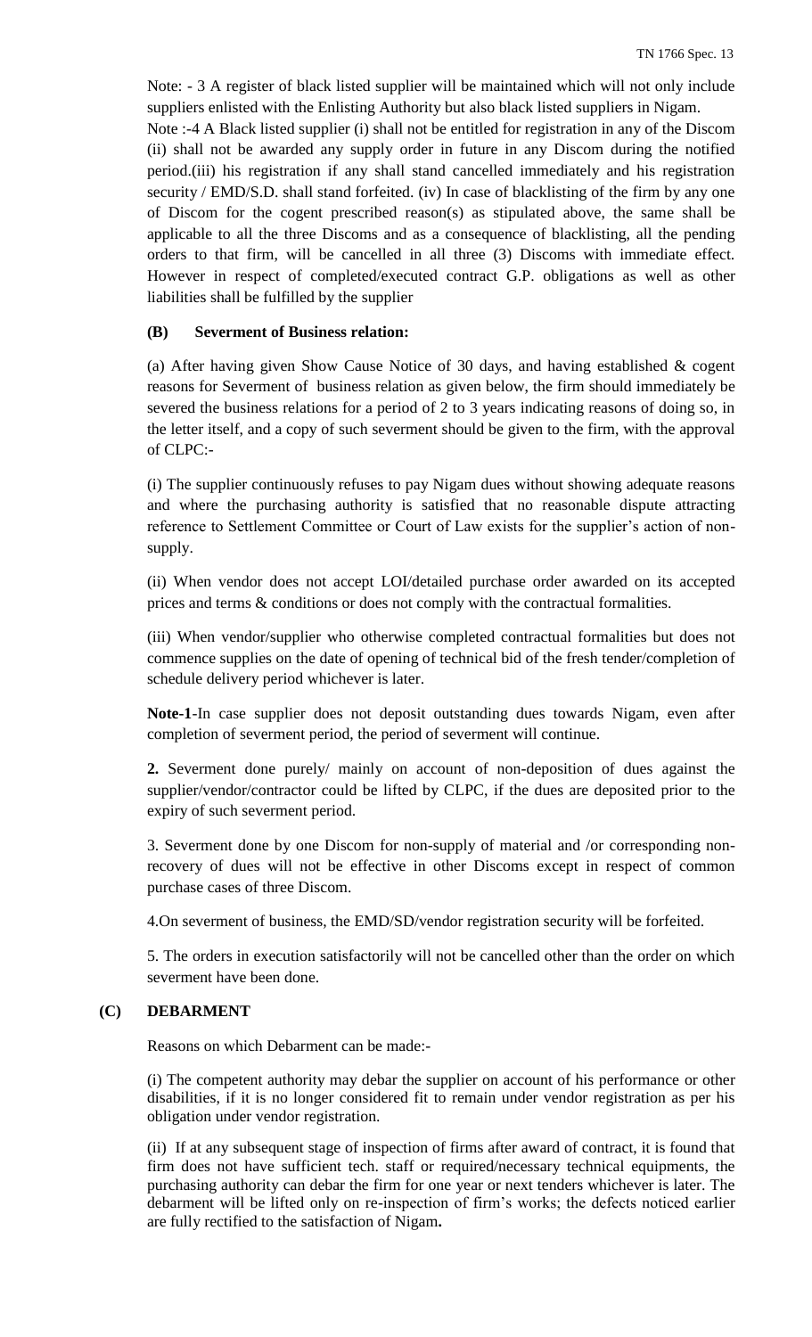Note: - 3 A register of black listed supplier will be maintained which will not only include suppliers enlisted with the Enlisting Authority but also black listed suppliers in Nigam.

Note :-4 A Black listed supplier (i) shall not be entitled for registration in any of the Discom (ii) shall not be awarded any supply order in future in any Discom during the notified period.(iii) his registration if any shall stand cancelled immediately and his registration security / EMD/S.D. shall stand forfeited. (iv) In case of blacklisting of the firm by any one of Discom for the cogent prescribed reason(s) as stipulated above, the same shall be applicable to all the three Discoms and as a consequence of blacklisting, all the pending orders to that firm, will be cancelled in all three (3) Discoms with immediate effect. However in respect of completed/executed contract G.P. obligations as well as other liabilities shall be fulfilled by the supplier

### (B) Severment of Business relation:

(a) After having given Show Cause Notice of 30 days, and having established & cogent reasons for Severment of business relation as given below, the firm should immediately be severed the business relations for a period of 2 to 3 years indicating reasons of doing so, in the letter itself, and a copy of such severment should be given to the firm, with the approval of CLPC:-

(i) The supplier continuously refuses to pay Nigam dues without showing adequate reasons and where the purchasing authority is satisfied that no reasonable dispute attracting reference to Settlement Committee or Court of Law exists for the supplier's action of non-supply.

(ii) When vendor does not accept LOI/detailed purchase order awarded on its accepted prices and terms & conditions or does not comply with the contractual formalities.

(iii) When vendor/supplier who otherwise completed contractual formalities but does not commence supplies on the date of opening of technical bid of the fresh tender/completion of schedule delivery period whichever is later.

**Note-1**-In case supplier does not deposit outstanding dues towards Nigam, even after completion of severment period, the period of severment will continue.

**2.** Severment done purely/ mainly on account of non-deposition of dues against the supplier/vendor/contractor could be lifted by CLPC, if the dues are deposited prior to the expiry of such severment period.

3. Severment done by one Discom for non-supply of material and /or corresponding non-recovery of dues will not be effective in other Discoms except in respect of common purchase cases of three Discom.

4.On severment of business, the EMD/SD/vendor registration security will be forfeited.

5. The orders in execution satisfactorily will not be cancelled other than the order on which severment have been done.

### (C) DEBARMENT

Reasons on which Debarment can be made:-

(i) The competent authority may debar the supplier on account of his performance or other disabilities, if it is no longer considered fit to remain under vendor registration as per his obligation under vendor registration.

(ii) If at any subsequent stage of inspection of firms after award of contract, it is found that firm does not have sufficient tech. staff or required/necessary technical equipments, the purchasing authority can debar the firm for one year or next tenders whichever is later. The debarment will be lifted only on re-inspection of firm's works; the defects noticed earlier are fully rectified to the satisfaction of Nigam**.**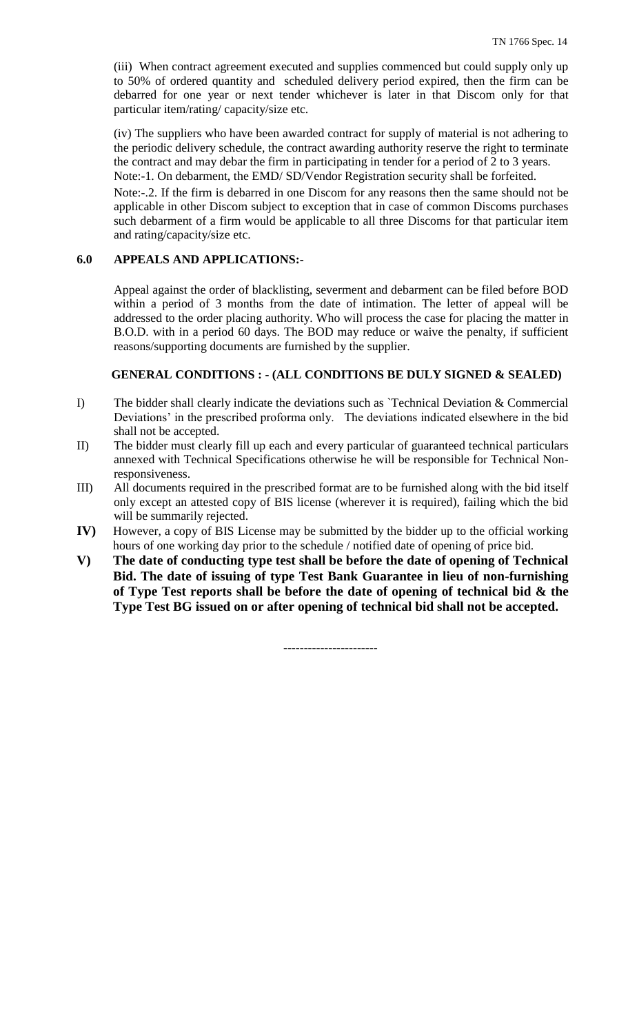(iii) When contract agreement executed and supplies commenced but could supply only up to 50% of ordered quantity and scheduled delivery period expired, then the firm can be debarred for one year or next tender whichever is later in that Discom only for that particular item/rating/ capacity/size etc.

(iv) The suppliers who have been awarded contract for supply of material is not adhering to the periodic delivery schedule, the contract awarding authority reserve the right to terminate the contract and may debar the firm in participating in tender for a period of 2 to 3 years.

Note:-1. On debarment, the EMD/ SD/Vendor Registration security shall be forfeited.

Note:-.2. If the firm is debarred in one Discom for any reasons then the same should not be applicable in other Discom subject to exception that in case of common Discoms purchases such debarment of a firm would be applicable to all three Discoms for that particular item and rating/capacity/size etc.

## 6.0 APPEALS AND APPLICATIONS:-

Appeal against the order of blacklisting, severment and debarment can be filed before BOD within a period of 3 months from the date of intimation. The letter of appeal will be addressed to the order placing authority. Who will process the case for placing the matter in B.O.D. with in a period 60 days. The BOD may reduce or waive the penalty, if sufficient reasons/supporting documents are furnished by the supplier.

## GENERAL CONDITIONS : - (ALL CONDITIONS BE DULY SIGNED & SEALED)

I) The bidder shall clearly indicate the deviations such as `Technical Deviation & Commercial Deviations' in the prescribed proforma only. The deviations indicated elsewhere in the bid shall not be accepted.

II) The bidder must clearly fill up each and every particular of guaranteed technical particulars annexed with Technical Specifications otherwise he will be responsible for Technical Non-responsiveness.

III) All documents required in the prescribed format are to be furnished along with the bid itself only except an attested copy of BIS license (wherever it is required), failing which the bid will be summarily rejected.

**IV)** However, a copy of BIS License may be submitted by the bidder up to the official working hours of one working day prior to the schedule / notified date of opening of price bid.

**V) The date of conducting type test shall be before the date of opening of Technical Bid. The date of issuing of type Test Bank Guarantee in lieu of non-furnishing of Type Test reports shall be before the date of opening of technical bid & the Type Test BG issued on or after opening of technical bid shall not be accepted.**

-----------------------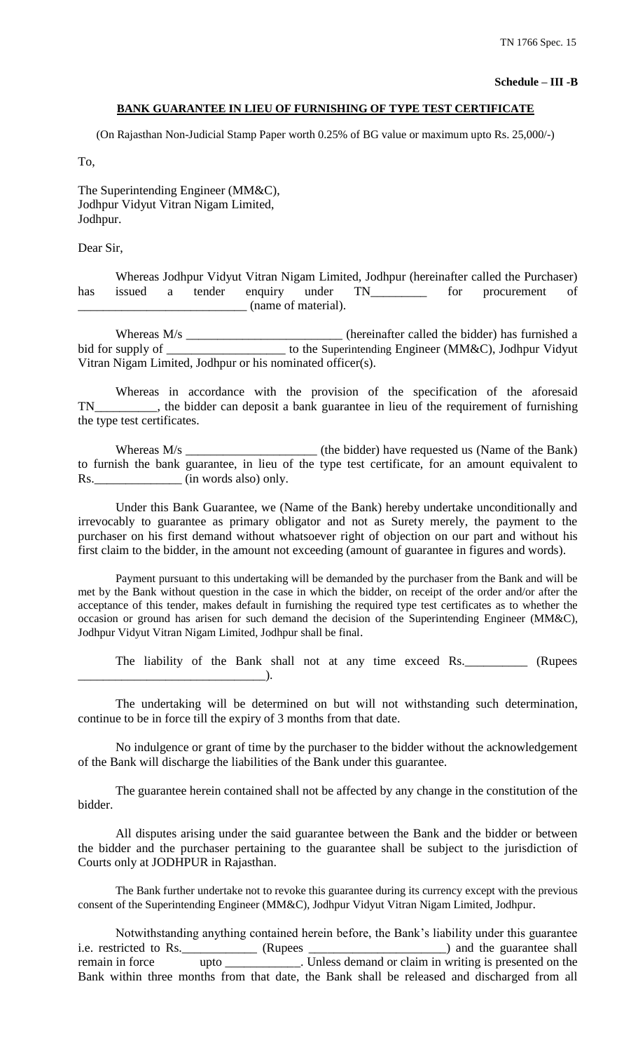**Schedule – III -B**

**BANK GUARANTEE IN LIEU OF FURNISHING OF TYPE TEST CERTIFICATE**

(On Rajasthan Non-Judicial Stamp Paper worth 0.25% of BG value or maximum upto Rs. 25,000/-)

To,

The Superintending Engineer (MM&C),
Jodhpur Vidyut Vitran Nigam Limited,
Jodhpur.

Dear Sir,

Whereas Jodhpur Vidyut Vitran Nigam Limited, Jodhpur (hereinafter called the Purchaser) has issued a tender enquiry under TN_________ for procurement of ___________________________ (name of material).

Whereas M/s _________________________ (hereinafter called the bidder) has furnished a bid for supply of ___________________ to the Superintending Engineer (MM&C), Jodhpur Vidyut Vitran Nigam Limited, Jodhpur or his nominated officer(s).

Whereas in accordance with the provision of the specification of the aforesaid TN__________, the bidder can deposit a bank guarantee in lieu of the requirement of furnishing the type test certificates.

Whereas M/s _____________________ (the bidder) have requested us (Name of the Bank) to furnish the bank guarantee, in lieu of the type test certificate, for an amount equivalent to Rs.______________ (in words also) only.

Under this Bank Guarantee, we (Name of the Bank) hereby undertake unconditionally and irrevocably to guarantee as primary obligator and not as Surety merely, the payment to the purchaser on his first demand without whatsoever right of objection on our part and without his first claim to the bidder, in the amount not exceeding (amount of guarantee in figures and words).

Payment pursuant to this undertaking will be demanded by the purchaser from the Bank and will be met by the Bank without question in the case in which the bidder, on receipt of the order and/or after the acceptance of this tender, makes default in furnishing the required type test certificates as to whether the occasion or ground has arisen for such demand the decision of the Superintending Engineer (MM&C), Jodhpur Vidyut Vitran Nigam Limited, Jodhpur shall be final.

The liability of the Bank shall not at any time exceed Rs.__________ (Rupees ______________________________).

The undertaking will be determined on but will not withstanding such determination, continue to be in force till the expiry of 3 months from that date.

No indulgence or grant of time by the purchaser to the bidder without the acknowledgement of the Bank will discharge the liabilities of the Bank under this guarantee.

The guarantee herein contained shall not be affected by any change in the constitution of the bidder.

All disputes arising under the said guarantee between the Bank and the bidder or between the bidder and the purchaser pertaining to the guarantee shall be subject to the jurisdiction of Courts only at JODHPUR in Rajasthan.

The Bank further undertake not to revoke this guarantee during its currency except with the previous consent of the Superintending Engineer (MM&C), Jodhpur Vidyut Vitran Nigam Limited, Jodhpur.

Notwithstanding anything contained herein before, the Bank's liability under this guarantee i.e. restricted to Rs.____________ (Rupees ______________________) and the guarantee shall remain in force upto ____________. Unless demand or claim in writing is presented on the Bank within three months from that date, the Bank shall be released and discharged from all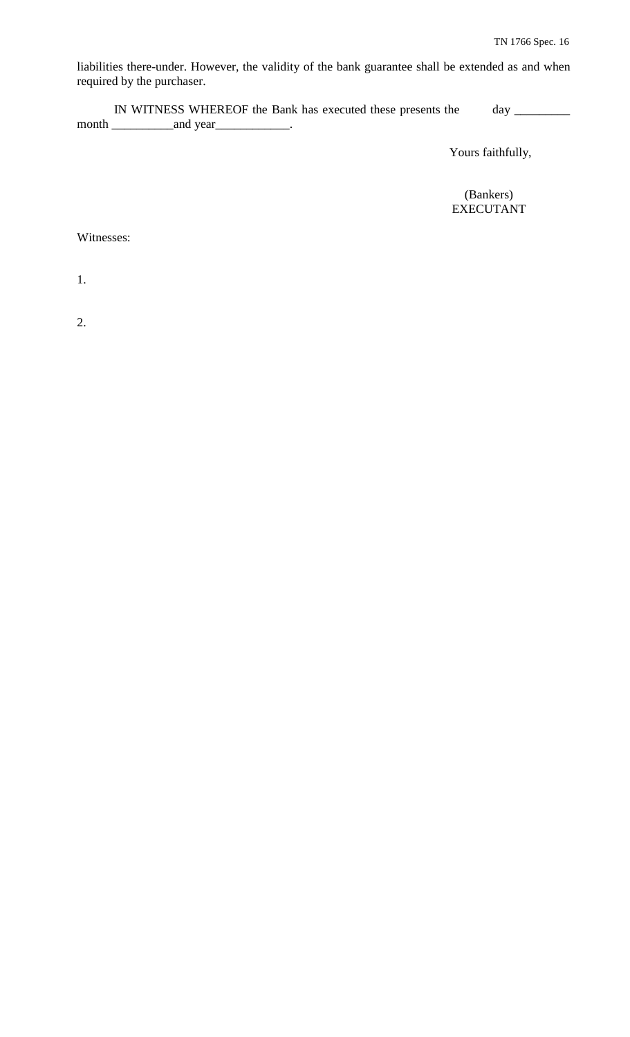liabilities there-under. However, the validity of the bank guarantee shall be extended as and when required by the purchaser.

IN WITNESS WHEREOF the Bank has executed these presents the day _________ month __________and year____________.

Yours faithfully,

(Bankers)
EXECUTANT

Witnesses:

1.

2.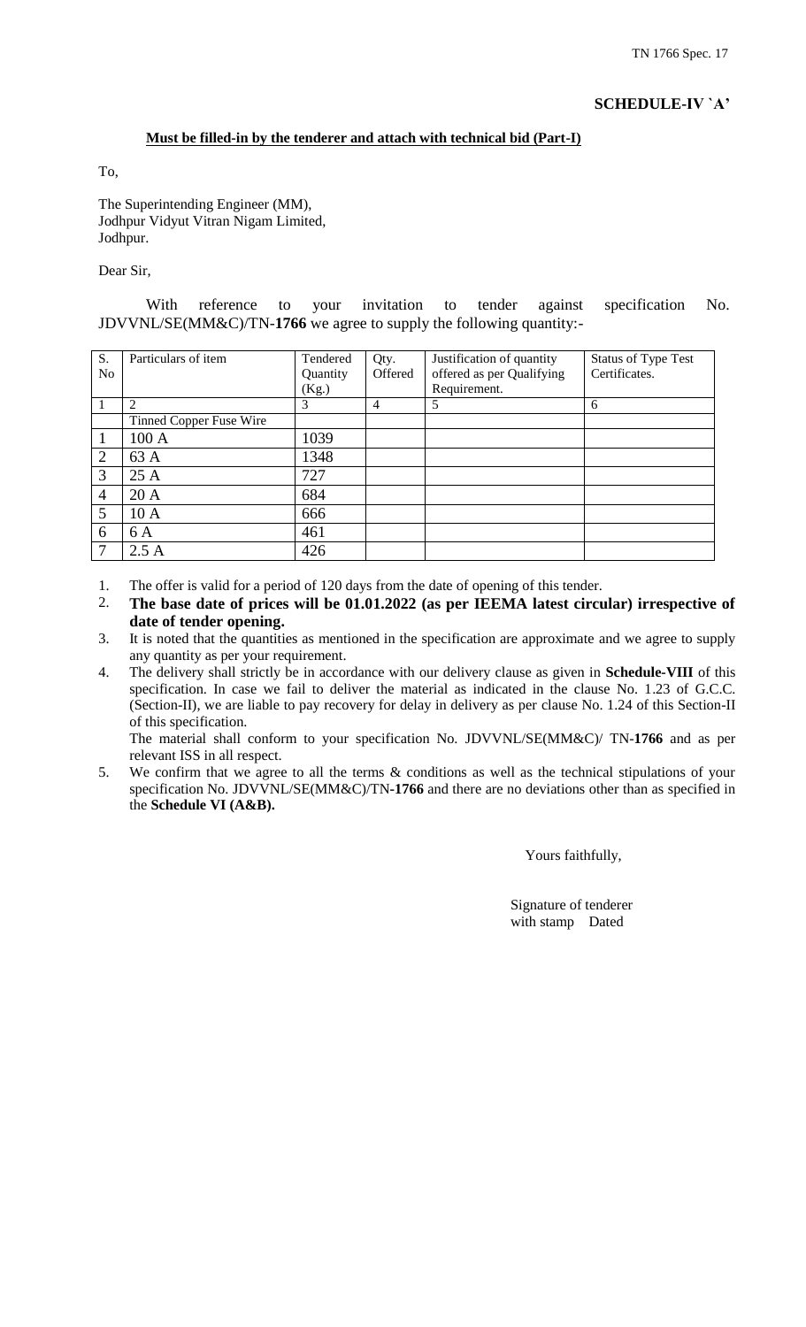## SCHEDULE-IV `A'

**Must be filled-in by the tenderer and attach with technical bid (Part-I)**

To,

The Superintending Engineer (MM),
Jodhpur Vidyut Vitran Nigam Limited,
Jodhpur.

Dear Sir,

With reference to your invitation to tender against specification No. JDVVNL/SE(MM&C)/TN-**1766** we agree to supply the following quantity:-

| S. No | Particulars of item | Tendered Quantity (Kg.) | Qty. Offered | Justification of quantity offered as per Qualifying Requirement. | Status of Type Test Certificates. |
|---|---|---|---|---|---|
| 1 | 2 | 3 | 4 | 5 | 6 |
| | Tinned Copper Fuse Wire | | | | |
| 1 | 100 A | 1039 | | | |
| 2 | 63 A | 1348 | | | |
| 3 | 25 A | 727 | | | |
| 4 | 20 A | 684 | | | |
| 5 | 10 A | 666 | | | |
| 6 | 6 A | 461 | | | |
| 7 | 2.5 A | 426 | | | |

1. The offer is valid for a period of 120 days from the date of opening of this tender.
2. **The base date of prices will be 01.01.2022 (as per IEEMA latest circular) irrespective of date of tender opening.**
3. It is noted that the quantities as mentioned in the specification are approximate and we agree to supply any quantity as per your requirement.
4. The delivery shall strictly be in accordance with our delivery clause as given in **Schedule-VIII** of this specification. In case we fail to deliver the material as indicated in the clause No. 1.23 of G.C.C. (Section-II), we are liable to pay recovery for delay in delivery as per clause No. 1.24 of this Section-II of this specification.

   The material shall conform to your specification No. JDVVNL/SE(MM&C)/ TN-**1766** and as per relevant ISS in all respect.
5. We confirm that we agree to all the terms & conditions as well as the technical stipulations of your specification No. JDVVNL/SE(MM&C)/TN-**1766** and there are no deviations other than as specified in the **Schedule VI (A&B).**

Yours faithfully,

Signature of tenderer
with stamp Dated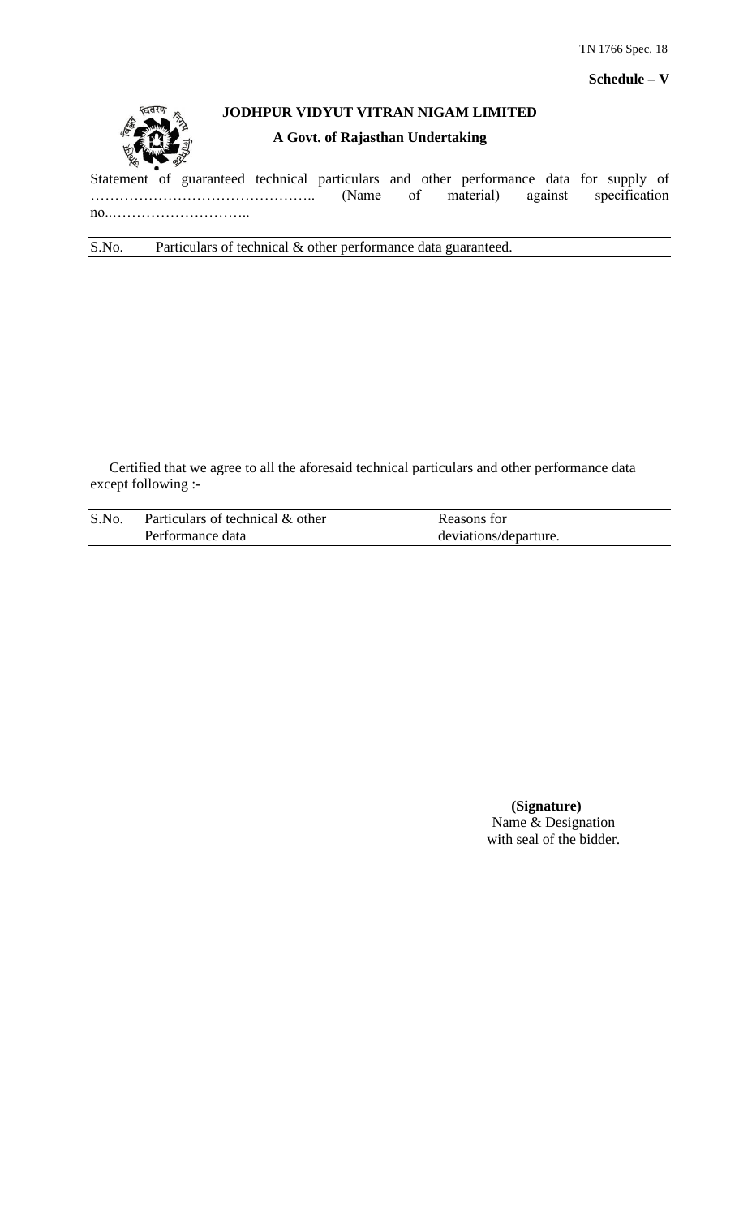**Schedule – V**

**JODHPUR VIDYUT VITRAN NIGAM LIMITED**

**A Govt. of Rajasthan Undertaking**

Statement of guaranteed technical particulars and other performance data for supply of ……………………………………….. (Name of material) against specification no..………………………..

| S.No. | Particulars of technical & other performance data guaranteed. |
|---|---|
| | |

Certified that we agree to all the aforesaid technical particulars and other performance data except following :-

| S.No. | Particulars of technical & other Performance data | Reasons for deviations/departure. |
|---|---|---|
| | | |

**(Signature)**
Name & Designation
with seal of the bidder.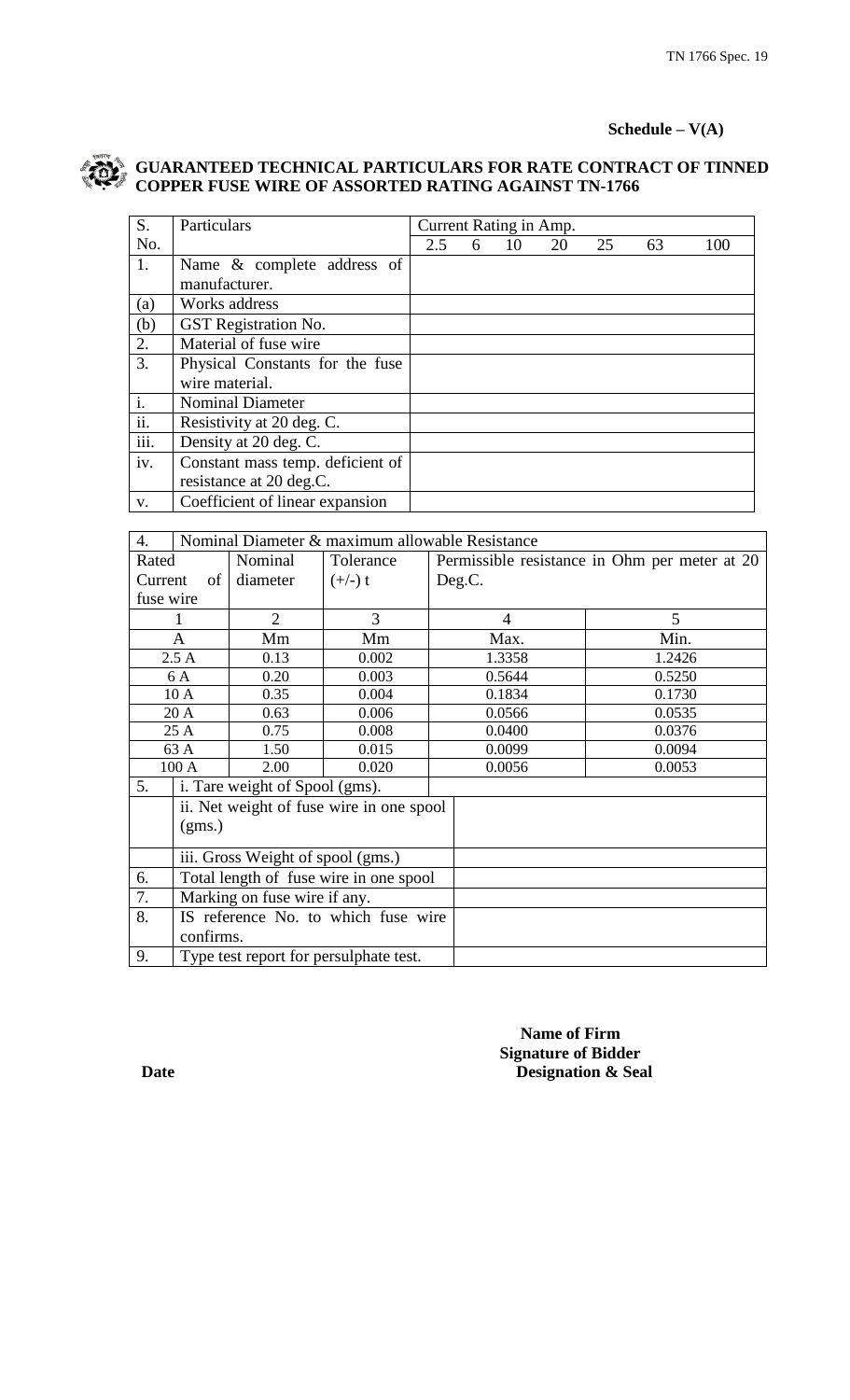**Schedule – V(A)**

## GUARANTEED TECHNICAL PARTICULARS FOR RATE CONTRACT OF TINNED COPPER FUSE WIRE OF ASSORTED RATING AGAINST TN-1766

| S. No. | Particulars | Current Rating in Amp. | | | | | | |
|---|---|---|---|---|---|---|---|---|
| | | 2.5 | 6 | 10 | 20 | 25 | 63 | 100 |
| 1. | Name & complete address of manufacturer. | | | | | | | |
| (a) | Works address | | | | | | | |
| (b) | GST Registration No. | | | | | | | |
| 2. | Material of fuse wire | | | | | | | |
| 3. | Physical Constants for the fuse wire material. | | | | | | | |
| i. | Nominal Diameter | | | | | | | |
| ii. | Resistivity at 20 deg. C. | | | | | | | |
| iii. | Density at 20 deg. C. | | | | | | | |
| iv. | Constant mass temp. deficient of resistance at 20 deg.C. | | | | | | | |
| v. | Coefficient of linear expansion | | | | | | | |

**4. Nominal Diameter & maximum allowable Resistance**

| Rated Current of fuse wire | Nominal diameter | Tolerance (+/-) t | Permissible resistance in Ohm per meter at 20 Deg.C. | |
|---|---|---|---|---|
| 1 | 2 | 3 | 4 | 5 |
| A | Mm | Mm | Max. | Min. |
| 2.5 A | 0.13 | 0.002 | 1.3358 | 1.2426 |
| 6 A | 0.20 | 0.003 | 0.5644 | 0.5250 |
| 10 A | 0.35 | 0.004 | 0.1834 | 0.1730 |
| 20 A | 0.63 | 0.006 | 0.0566 | 0.0535 |
| 25 A | 0.75 | 0.008 | 0.0400 | 0.0376 |
| 63 A | 1.50 | 0.015 | 0.0099 | 0.0094 |
| 100 A | 2.00 | 0.020 | 0.0056 | 0.0053 |

| S. No. | Particulars | |
|---|---|---|
| 5. | i. Tare weight of Spool (gms). | |
| | ii. Net weight of fuse wire in one spool (gms.) | |
| | iii. Gross Weight of spool (gms.) | |
| 6. | Total length of fuse wire in one spool | |
| 7. | Marking on fuse wire if any. | |
| 8. | IS reference No. to which fuse wire confirms. | |
| 9. | Type test report for persulphate test. | |

**Name of Firm**
**Signature of Bidder**
**Date** **Designation & Seal**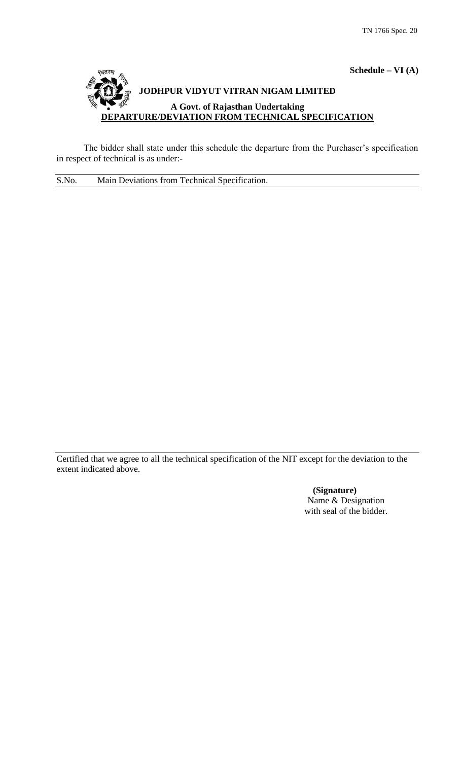**Schedule – VI (A)**

**JODHPUR VIDYUT VITRAN NIGAM LIMITED**

**A Govt. of Rajasthan Undertaking**

**DEPARTURE/DEVIATION FROM TECHNICAL SPECIFICATION**

The bidder shall state under this schedule the departure from the Purchaser's specification in respect of technical is as under:-

| S.No. | Main Deviations from Technical Specification. |
|---|---|
| | |

Certified that we agree to all the technical specification of the NIT except for the deviation to the extent indicated above.

**(Signature)**
Name & Designation
with seal of the bidder.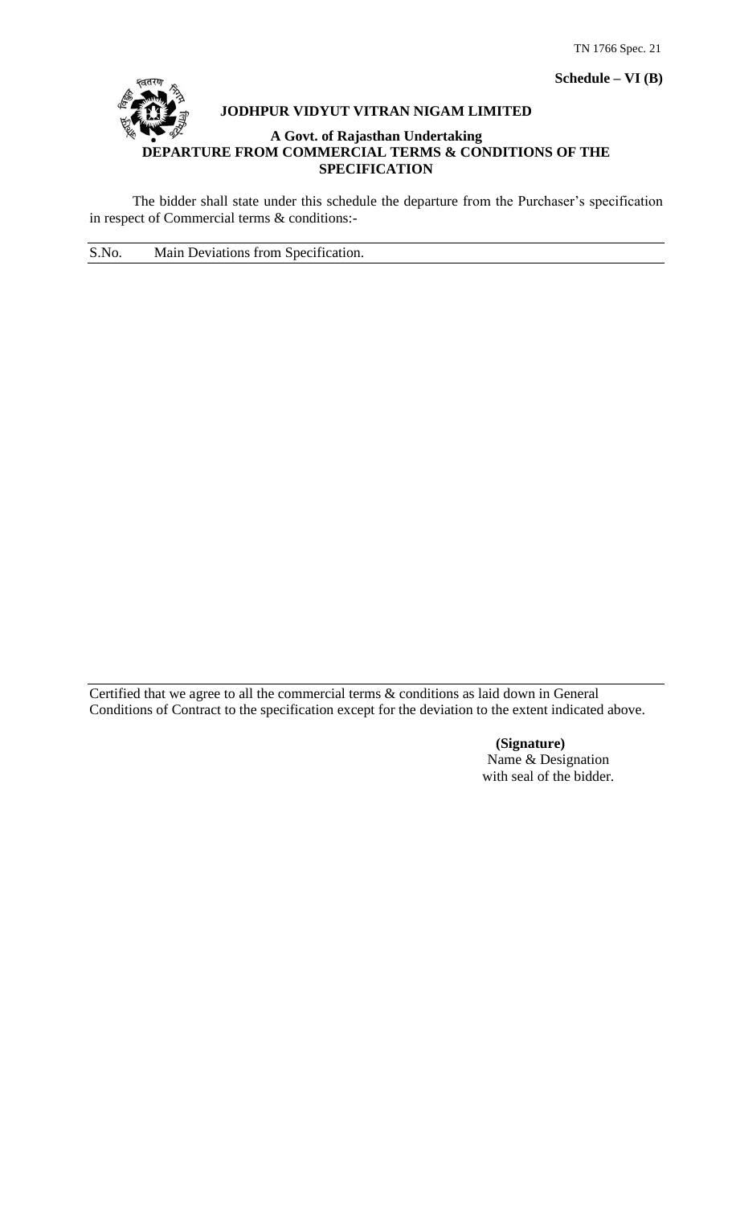TN 1766 Spec. 21

**Schedule – VI (B)**

**JODHPUR VIDYUT VITRAN NIGAM LIMITED**

**A Govt. of Rajasthan Undertaking**

**DEPARTURE FROM COMMERCIAL TERMS & CONDITIONS OF THE SPECIFICATION**

The bidder shall state under this schedule the departure from the Purchaser's specification in respect of Commercial terms & conditions:-

| S.No. | Main Deviations from Specification. |
|---|---|
| | |

Certified that we agree to all the commercial terms & conditions as laid down in General Conditions of Contract to the specification except for the deviation to the extent indicated above.

**(Signature)**
Name & Designation
with seal of the bidder.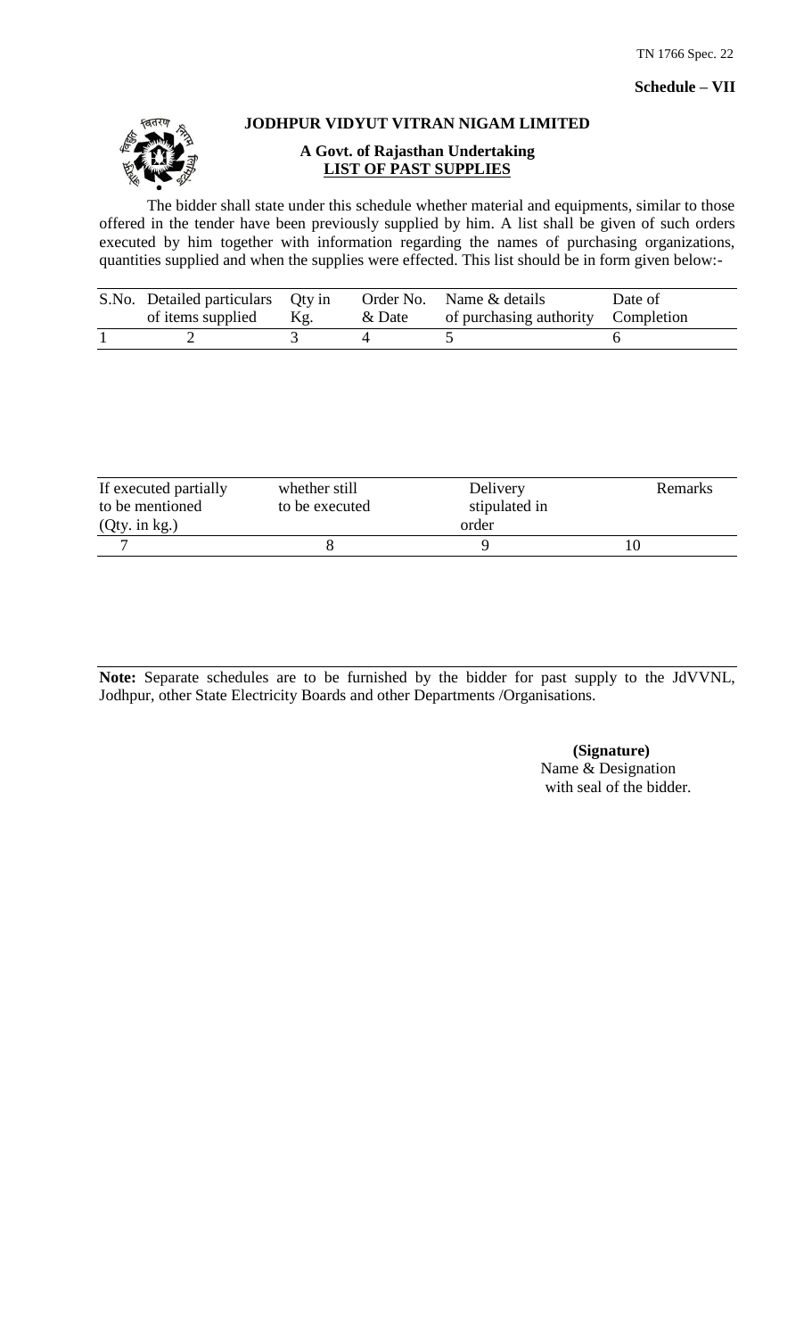TN 1766 Spec. 22

**Schedule – VII**

## JODHPUR VIDYUT VITRAN NIGAM LIMITED

### A Govt. of Rajasthan Undertaking

### LIST OF PAST SUPPLIES

The bidder shall state under this schedule whether material and equipments, similar to those offered in the tender have been previously supplied by him. A list shall be given of such orders executed by him together with information regarding the names of purchasing organizations, quantities supplied and when the supplies were effected. This list should be in form given below:-

| S.No. | Detailed particulars of items supplied | Qty in Kg. | Order No. & Date | Name & details of purchasing authority | Date of Completion |
|---|---|---|---|---|---|
| 1 | 2 | 3 | 4 | 5 | 6 |

| If executed partially to be mentioned (Qty. in kg.) | whether still to be executed | Delivery stipulated in order | Remarks |
|---|---|---|---|
| 7 | 8 | 9 | 10 |

**Note:** Separate schedules are to be furnished by the bidder for past supply to the JdVVNL, Jodhpur, other State Electricity Boards and other Departments /Organisations.

**(Signature)**
Name & Designation
with seal of the bidder.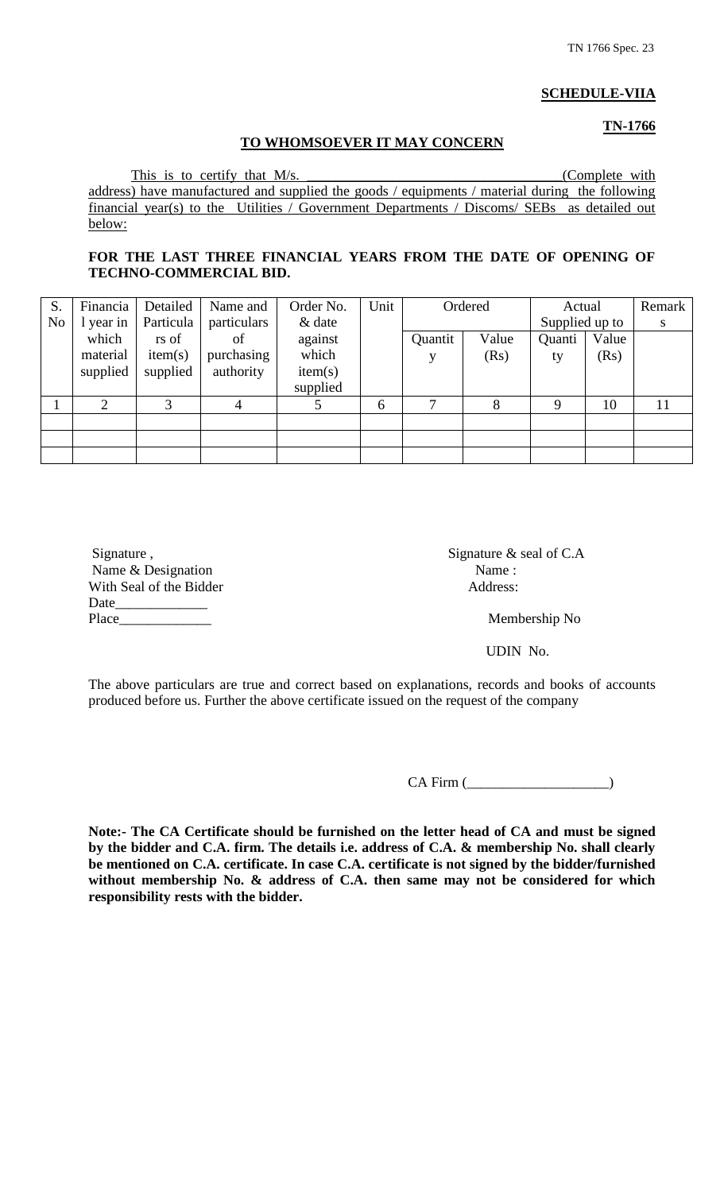**SCHEDULE-VIIA**

**TN-1766**

**TO WHOMSOEVER IT MAY CONCERN**

This is to certify that M/s. ___________________________________(Complete with address) have manufactured and supplied the goods / equipments / material during the following financial year(s) to the Utilities / Government Departments / Discoms/ SEBs as detailed out below:

**FOR THE LAST THREE FINANCIAL YEARS FROM THE DATE OF OPENING OF TECHNO-COMMERCIAL BID.**

| S. No | Financial year in which material supplied | Detailed Particulars of item(s) supplied | Name and particulars of purchasing authority | Order No. & date against which item(s) supplied | Unit | Ordered | | Actual Supplied up to | | Remarks |
|---|---|---|---|---|---|---|---|---|---|---|
| | | | | | | Quantity | Value (Rs) | Quantity | Value (Rs) | |
| 1 | 2 | 3 | 4 | 5 | 6 | 7 | 8 | 9 | 10 | 11 |
| | | | | | | | | | | |
| | | | | | | | | | | |
| | | | | | | | | | | |

Signature ,
Name & Designation
With Seal of the Bidder
Date_____________
Place_____________

Signature & seal of C.A
Name :
Address:

Membership No

UDIN No.

The above particulars are true and correct based on explanations, records and books of accounts produced before us. Further the above certificate issued on the request of the company

CA Firm (___________________)

**Note:- The CA Certificate should be furnished on the letter head of CA and must be signed by the bidder and C.A. firm. The details i.e. address of C.A. & membership No. shall clearly be mentioned on C.A. certificate. In case C.A. certificate is not signed by the bidder/furnished without membership No. & address of C.A. then same may not be considered for which responsibility rests with the bidder.**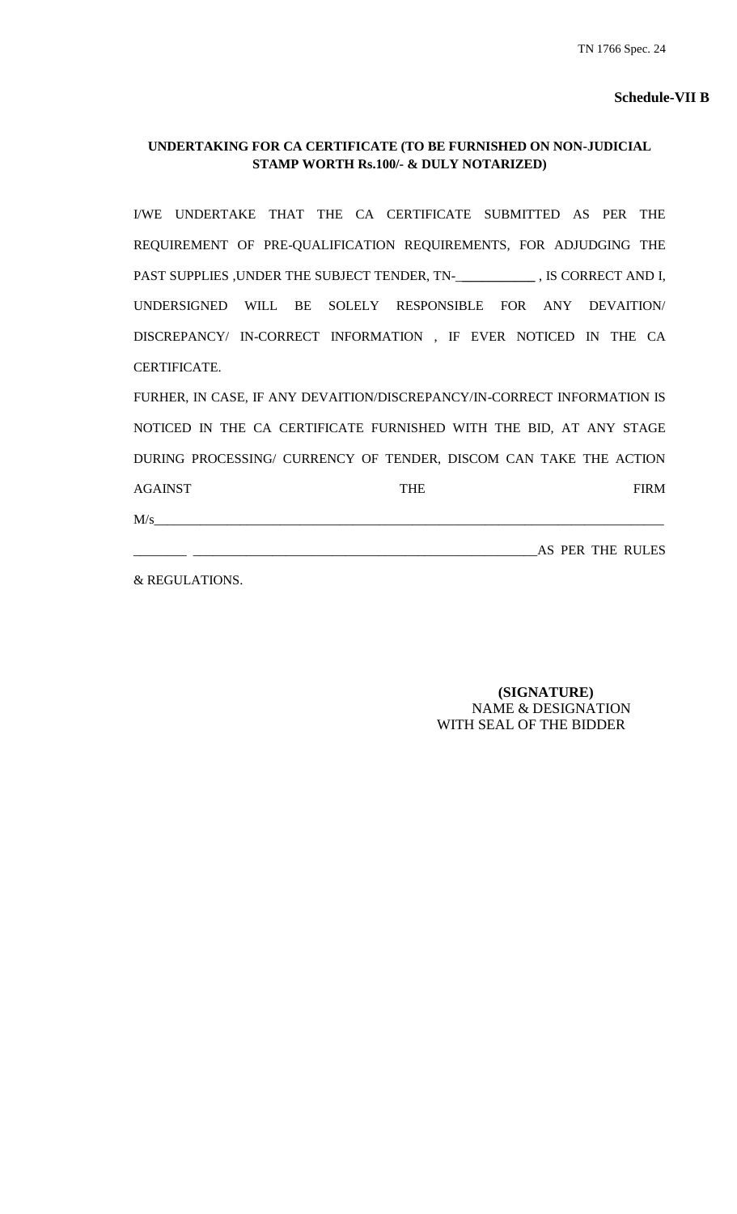**Schedule-VII B**

**UNDERTAKING FOR CA CERTIFICATE (TO BE FURNISHED ON NON-JUDICIAL STAMP WORTH Rs.100/- & DULY NOTARIZED)**

I/WE UNDERTAKE THAT THE CA CERTIFICATE SUBMITTED AS PER THE REQUIREMENT OF PRE-QUALIFICATION REQUIREMENTS, FOR ADJUDGING THE PAST SUPPLIES ,UNDER THE SUBJECT TENDER, TN-___________ , IS CORRECT AND I, UNDERSIGNED WILL BE SOLELY RESPONSIBLE FOR ANY DEVAITION/ DISCREPANCY/ IN-CORRECT INFORMATION , IF EVER NOTICED IN THE CA CERTIFICATE.

FURHER, IN CASE, IF ANY DEVAITION/DISCREPANCY/IN-CORRECT INFORMATION IS NOTICED IN THE CA CERTIFICATE FURNISHED WITH THE BID, AT ANY STAGE DURING PROCESSING/ CURRENCY OF TENDER, DISCOM CAN TAKE THE ACTION AGAINST THE FIRM M/s_____________________________________________________________________________ ________ _____________________________________________________AS PER THE RULES & REGULATIONS.

**(SIGNATURE)**
NAME & DESIGNATION
WITH SEAL OF THE BIDDER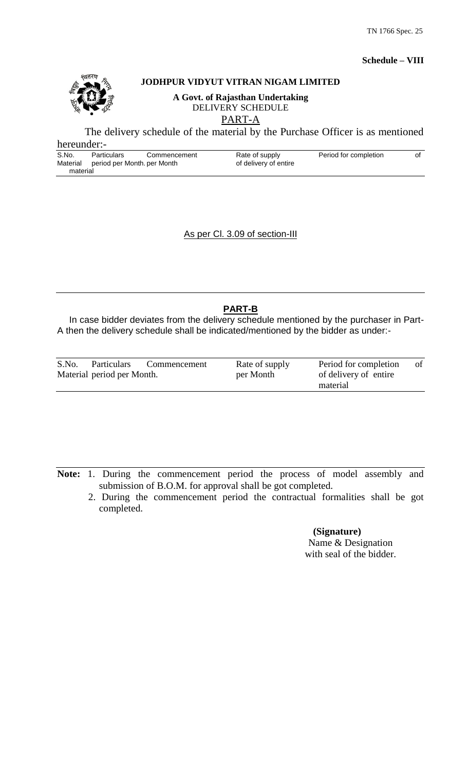**Schedule – VIII**

# JODHPUR VIDYUT VITRAN NIGAM LIMITED

**A Govt. of Rajasthan Undertaking**

DELIVERY SCHEDULE

PART-A

The delivery schedule of the material by the Purchase Officer is as mentioned hereunder:-

| S.No. | Particulars | Commencement period per Month. | Rate of supply per Month | Period for completion of delivery of entire material |
|---|---|---|---|---|

As per Cl. 3.09 of section-III

## PART-B

In case bidder deviates from the delivery schedule mentioned by the purchaser in Part-A then the delivery schedule shall be indicated/mentioned by the bidder as under:-

| S.No. | Particulars | Commencement period per Month. | Rate of supply per Month | Period for completion of delivery of entire material |
|---|---|---|---|---|

**Note:** 1. During the commencement period the process of model assembly and submission of B.O.M. for approval shall be got completed.

2. During the commencement period the contractual formalities shall be got completed.

**(Signature)**
Name & Designation
with seal of the bidder.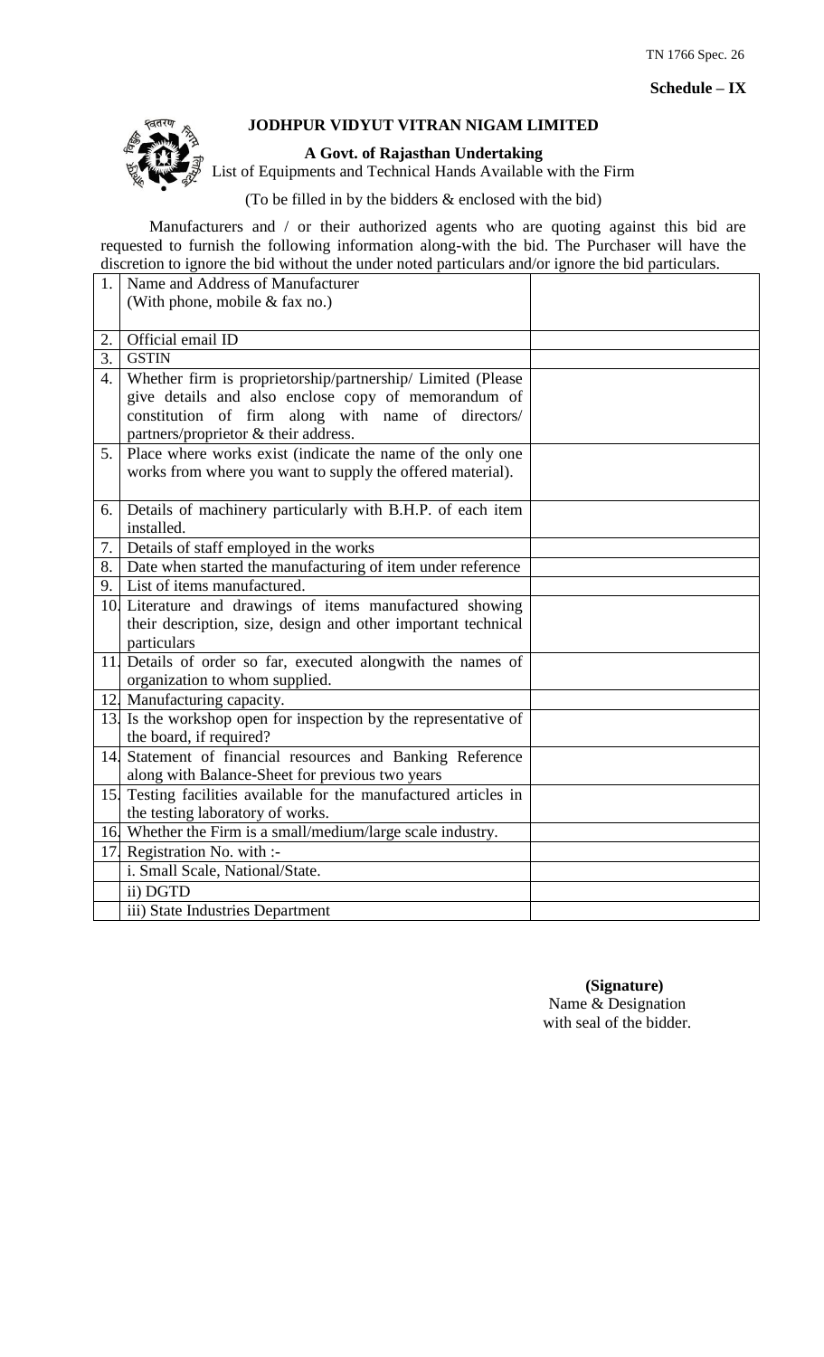TN 1766 Spec. 26

**Schedule – IX**

## JODHPUR VIDYUT VITRAN NIGAM LIMITED

**A Govt. of Rajasthan Undertaking**

List of Equipments and Technical Hands Available with the Firm

(To be filled in by the bidders & enclosed with the bid)

Manufacturers and / or their authorized agents who are quoting against this bid are requested to furnish the following information along-with the bid. The Purchaser will have the discretion to ignore the bid without the under noted particulars and/or ignore the bid particulars.

| | | |
|---|---|---|
| 1. | Name and Address of Manufacturer (With phone, mobile & fax no.) | |
| 2. | Official email ID | |
| 3. | GSTIN | |
| 4. | Whether firm is proprietorship/partnership/ Limited (Please give details and also enclose copy of memorandum of constitution of firm along with name of directors/ partners/proprietor & their address. | |
| 5. | Place where works exist (indicate the name of the only one works from where you want to supply the offered material). | |
| 6. | Details of machinery particularly with B.H.P. of each item installed. | |
| 7. | Details of staff employed in the works | |
| 8. | Date when started the manufacturing of item under reference | |
| 9. | List of items manufactured. | |
| 10. | Literature and drawings of items manufactured showing their description, size, design and other important technical particulars | |
| 11. | Details of order so far, executed alongwith the names of organization to whom supplied. | |
| 12. | Manufacturing capacity. | |
| 13. | Is the workshop open for inspection by the representative of the board, if required? | |
| 14. | Statement of financial resources and Banking Reference along with Balance-Sheet for previous two years | |
| 15. | Testing facilities available for the manufactured articles in the testing laboratory of works. | |
| 16. | Whether the Firm is a small/medium/large scale industry. | |
| 17. | Registration No. with :- | |
| | i. Small Scale, National/State. | |
| | ii) DGTD | |
| | iii) State Industries Department | |

**(Signature)**
Name & Designation
with seal of the bidder.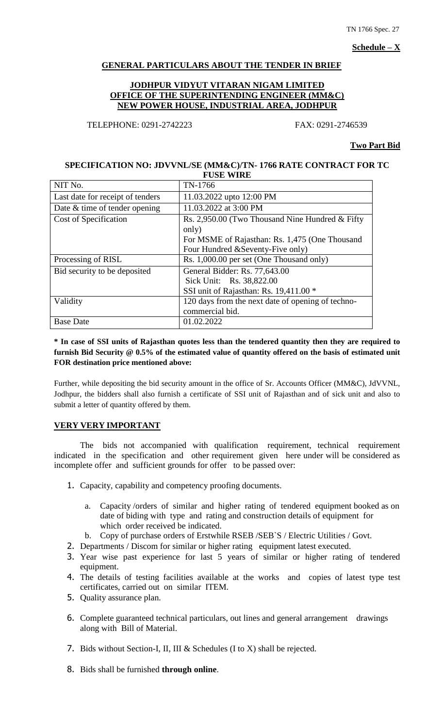**Schedule – X**

## GENERAL PARTICULARS ABOUT THE TENDER IN BRIEF

### JODHPUR VIDYUT VITARAN NIGAM LIMITED
### OFFICE OF THE SUPERINTENDING ENGINEER (MM&C)
### NEW POWER HOUSE, INDUSTRIAL AREA, JODHPUR

TELEPHONE: 0291-2742223 FAX: 0291-2746539

**Two Part Bid**

**SPECIFICATION NO: JDVVNL/SE (MM&C)/TN- 1766 RATE CONTRACT FOR TC FUSE WIRE**

| NIT No. | TN-1766 |
|---|---|
| Last date for receipt of tenders | 11.03.2022 upto 12:00 PM |
| Date & time of tender opening | 11.03.2022 at 3:00 PM |
| Cost of Specification | Rs. 2,950.00 (Two Thousand Nine Hundred & Fifty only)<br>For MSME of Rajasthan: Rs. 1,475 (One Thousand Four Hundred &Seventy-Five only) |
| Processing of RISL | Rs. 1,000.00 per set (One Thousand only) |
| Bid security to be deposited | General Bidder: Rs. 77,643.00<br>Sick Unit: Rs. 38,822.00<br>SSI unit of Rajasthan: Rs. 19,411.00 * |
| Validity | 120 days from the next date of opening of techno-commercial bid. |
| Base Date | 01.02.2022 |

**\* In case of SSI units of Rajasthan quotes less than the tendered quantity then they are required to furnish Bid Security @ 0.5% of the estimated value of quantity offered on the basis of estimated unit FOR destination price mentioned above:**

Further, while depositing the bid security amount in the office of Sr. Accounts Officer (MM&C), JdVVNL, Jodhpur, the bidders shall also furnish a certificate of SSI unit of Rajasthan and of sick unit and also to submit a letter of quantity offered by them.

**VERY VERY IMPORTANT**

The bids not accompanied with qualification requirement, technical requirement indicated in the specification and other requirement given here under will be considered as incomplete offer and sufficient grounds for offer to be passed over:

1. Capacity, capability and competency proofing documents.
   a. Capacity /orders of similar and higher rating of tendered equipment booked as on date of biding with type and rating and construction details of equipment for which order received be indicated.
   b. Copy of purchase orders of Erstwhile RSEB /SEB`S / Electric Utilities / Govt.
2. Departments / Discom for similar or higher rating equipment latest executed.
3. Year wise past experience for last 5 years of similar or higher rating of tendered equipment.
4. The details of testing facilities available at the works and copies of latest type test certificates, carried out on similar ITEM.
5. Quality assurance plan.
6. Complete guaranteed technical particulars, out lines and general arrangement drawings along with Bill of Material.
7. Bids without Section-I, II, III & Schedules (I to X) shall be rejected.
8. Bids shall be furnished **through online**.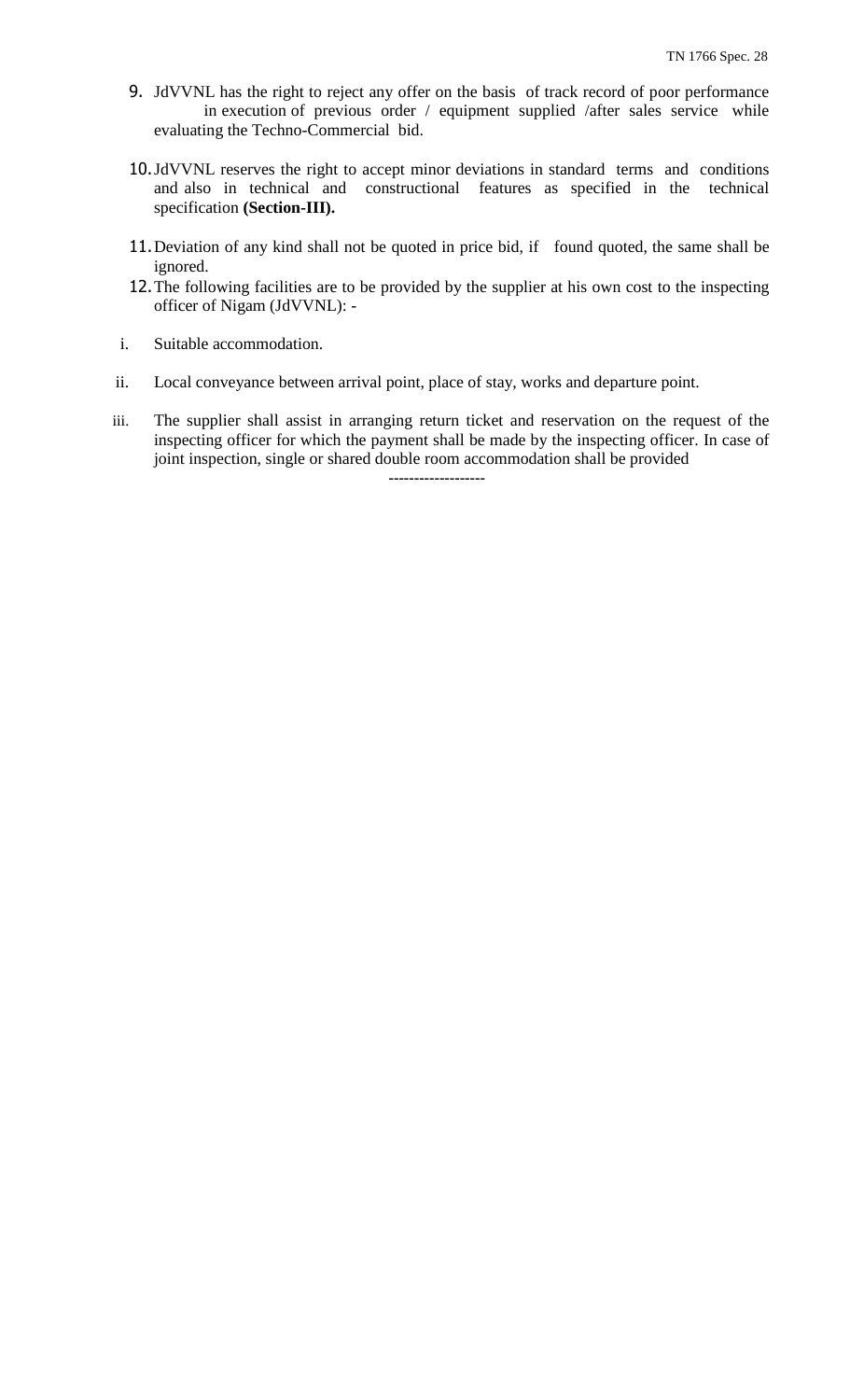9. JdVVNL has the right to reject any offer on the basis of track record of poor performance in execution of previous order / equipment supplied /after sales service while evaluating the Techno-Commercial bid.

10. JdVVNL reserves the right to accept minor deviations in standard terms and conditions and also in technical and constructional features as specified in the technical specification **(Section-III).**

11. Deviation of any kind shall not be quoted in price bid, if found quoted, the same shall be ignored.

12. The following facilities are to be provided by the supplier at his own cost to the inspecting officer of Nigam (JdVVNL): -

    i. Suitable accommodation.

    ii. Local conveyance between arrival point, place of stay, works and departure point.

    iii. The supplier shall assist in arranging return ticket and reservation on the request of the inspecting officer for which the payment shall be made by the inspecting officer. In case of joint inspection, single or shared double room accommodation shall be provided

-------------------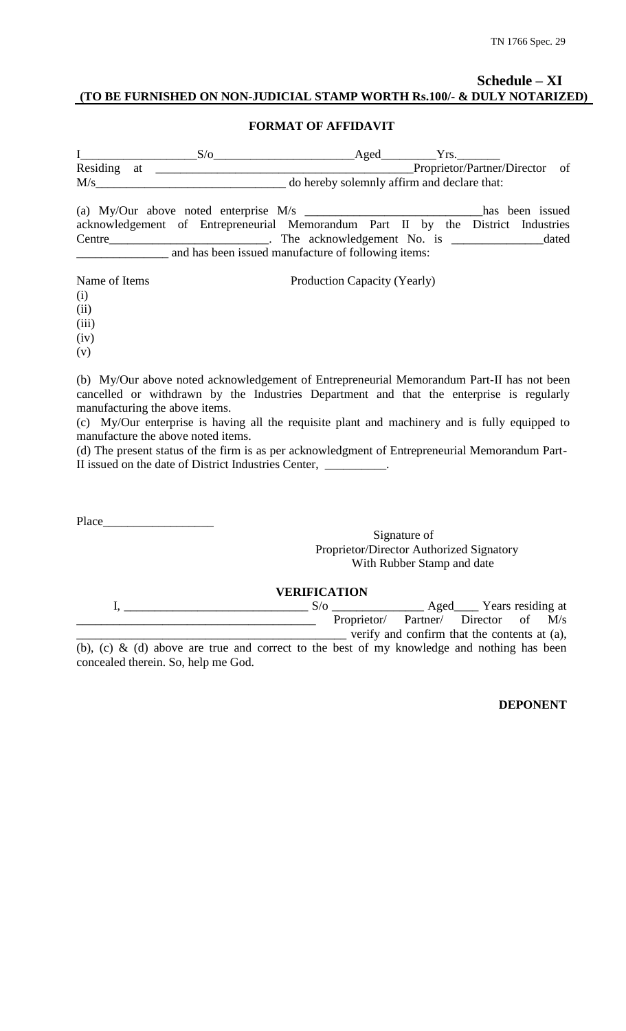## Schedule – XI

**(TO BE FURNISHED ON NON-JUDICIAL STAMP WORTH Rs.100/- & DULY NOTARIZED)**

### FORMAT OF AFFIDAVIT

I__________________S/o______________________Aged_________Yrs._______ Residing at ________________________________________Proprietor/Partner/Director of M/s_____________________________ do hereby solemnly affirm and declare that:

(a) My/Our above noted enterprise M/s _____________________________has been issued acknowledgement of Entrepreneurial Memorandum Part II by the District Industries Centre_________________________. The acknowledgement No. is _______________dated _______________ and has been issued manufacture of following items:

| Name of Items | Production Capacity (Yearly) |
|---|---|
| (i) | |
| (ii) | |
| (iii) | |
| (iv) | |
| (v) | |

(b) My/Our above noted acknowledgement of Entrepreneurial Memorandum Part-II has not been cancelled or withdrawn by the Industries Department and that the enterprise is regularly manufacturing the above items.

(c) My/Our enterprise is having all the requisite plant and machinery and is fully equipped to manufacture the above noted items.

(d) The present status of the firm is as per acknowledgment of Entrepreneurial Memorandum Part-II issued on the date of District Industries Center, __________.

Place__________________

Signature of
Proprietor/Director Authorized Signatory
With Rubber Stamp and date

### VERIFICATION

I, _____________________________ S/o _______________ Aged____ Years residing at _______________________________________ Proprietor/ Partner/ Director of M/s ___________________________________________ verify and confirm that the contents at (a), (b), (c) & (d) above are true and correct to the best of my knowledge and nothing has been concealed therein. So, help me God.

**DEPONENT**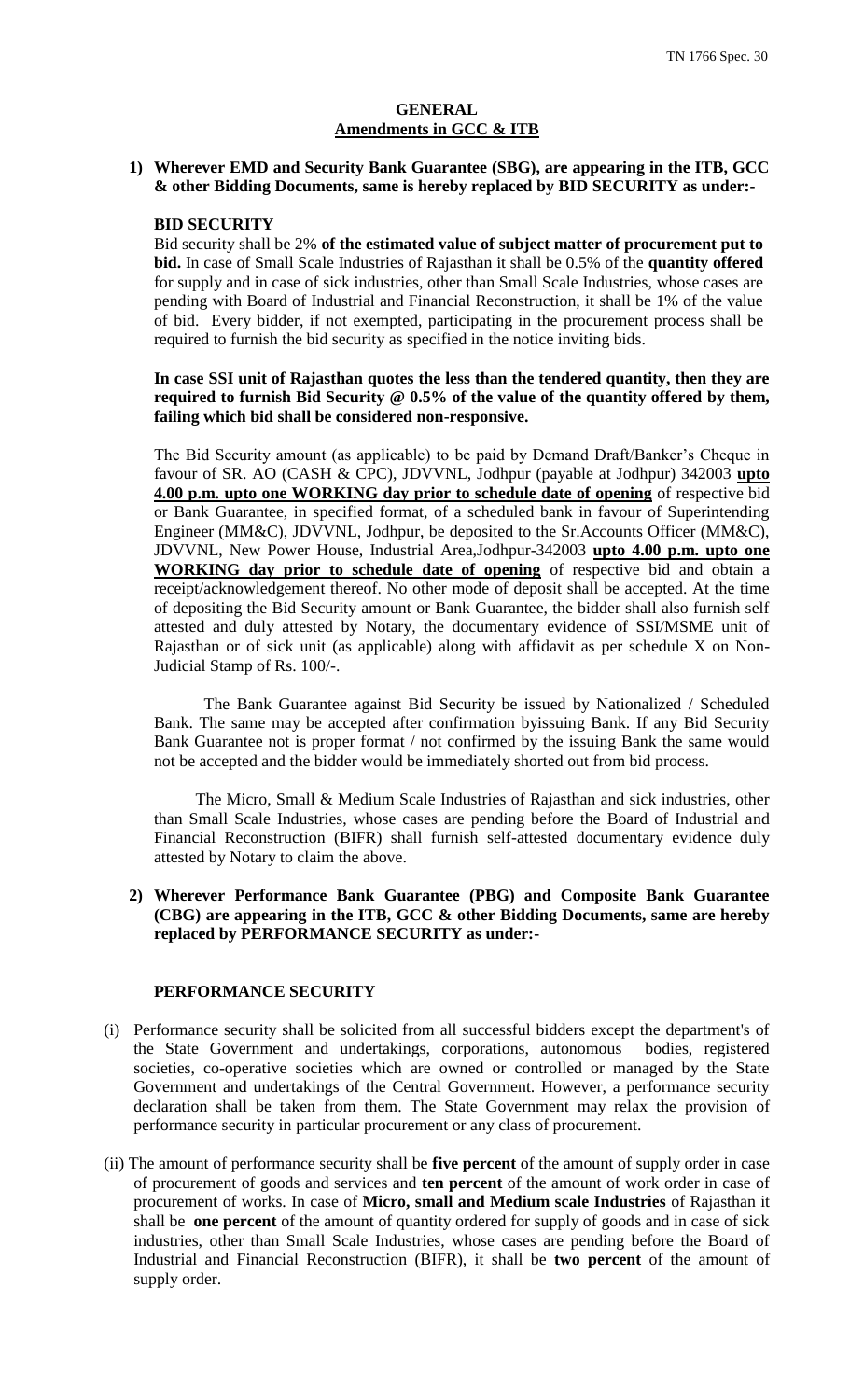## GENERAL

### Amendments in GCC & ITB

**1) Wherever EMD and Security Bank Guarantee (SBG), are appearing in the ITB, GCC & other Bidding Documents, same is hereby replaced by BID SECURITY as under:-**

**BID SECURITY**

Bid security shall be 2% **of the estimated value of subject matter of procurement put to bid.** In case of Small Scale Industries of Rajasthan it shall be 0.5% of the **quantity offered** for supply and in case of sick industries, other than Small Scale Industries, whose cases are pending with Board of Industrial and Financial Reconstruction, it shall be 1% of the value of bid. Every bidder, if not exempted, participating in the procurement process shall be required to furnish the bid security as specified in the notice inviting bids.

**In case SSI unit of Rajasthan quotes the less than the tendered quantity, then they are required to furnish Bid Security @ 0.5% of the value of the quantity offered by them, failing which bid shall be considered non-responsive.**

The Bid Security amount (as applicable) to be paid by Demand Draft/Banker's Cheque in favour of SR. AO (CASH & CPC), JDVVNL, Jodhpur (payable at Jodhpur) 342003 **upto 4.00 p.m. upto one WORKING day prior to schedule date of opening** of respective bid or Bank Guarantee, in specified format, of a scheduled bank in favour of Superintending Engineer (MM&C), JDVVNL, Jodhpur, be deposited to the Sr.Accounts Officer (MM&C), JDVVNL, New Power House, Industrial Area,Jodhpur-342003 **upto 4.00 p.m. upto one WORKING day prior to schedule date of opening** of respective bid and obtain a receipt/acknowledgement thereof. No other mode of deposit shall be accepted. At the time of depositing the Bid Security amount or Bank Guarantee, the bidder shall also furnish self attested and duly attested by Notary, the documentary evidence of SSI/MSME unit of Rajasthan or of sick unit (as applicable) along with affidavit as per schedule X on Non-Judicial Stamp of Rs. 100/-.

The Bank Guarantee against Bid Security be issued by Nationalized / Scheduled Bank. The same may be accepted after confirmation byissuing Bank. If any Bid Security Bank Guarantee not is proper format / not confirmed by the issuing Bank the same would not be accepted and the bidder would be immediately shorted out from bid process.

The Micro, Small & Medium Scale Industries of Rajasthan and sick industries, other than Small Scale Industries, whose cases are pending before the Board of Industrial and Financial Reconstruction (BIFR) shall furnish self-attested documentary evidence duly attested by Notary to claim the above.

**2) Wherever Performance Bank Guarantee (PBG) and Composite Bank Guarantee (CBG) are appearing in the ITB, GCC & other Bidding Documents, same are hereby replaced by PERFORMANCE SECURITY as under:-**

**PERFORMANCE SECURITY**

(i) Performance security shall be solicited from all successful bidders except the department's of the State Government and undertakings, corporations, autonomous bodies, registered societies, co-operative societies which are owned or controlled or managed by the State Government and undertakings of the Central Government. However, a performance security declaration shall be taken from them. The State Government may relax the provision of performance security in particular procurement or any class of procurement.

(ii) The amount of performance security shall be **five percent** of the amount of supply order in case of procurement of goods and services and **ten percent** of the amount of work order in case of procurement of works. In case of **Micro, small and Medium scale Industries** of Rajasthan it shall be **one percent** of the amount of quantity ordered for supply of goods and in case of sick industries, other than Small Scale Industries, whose cases are pending before the Board of Industrial and Financial Reconstruction (BIFR), it shall be **two percent** of the amount of supply order.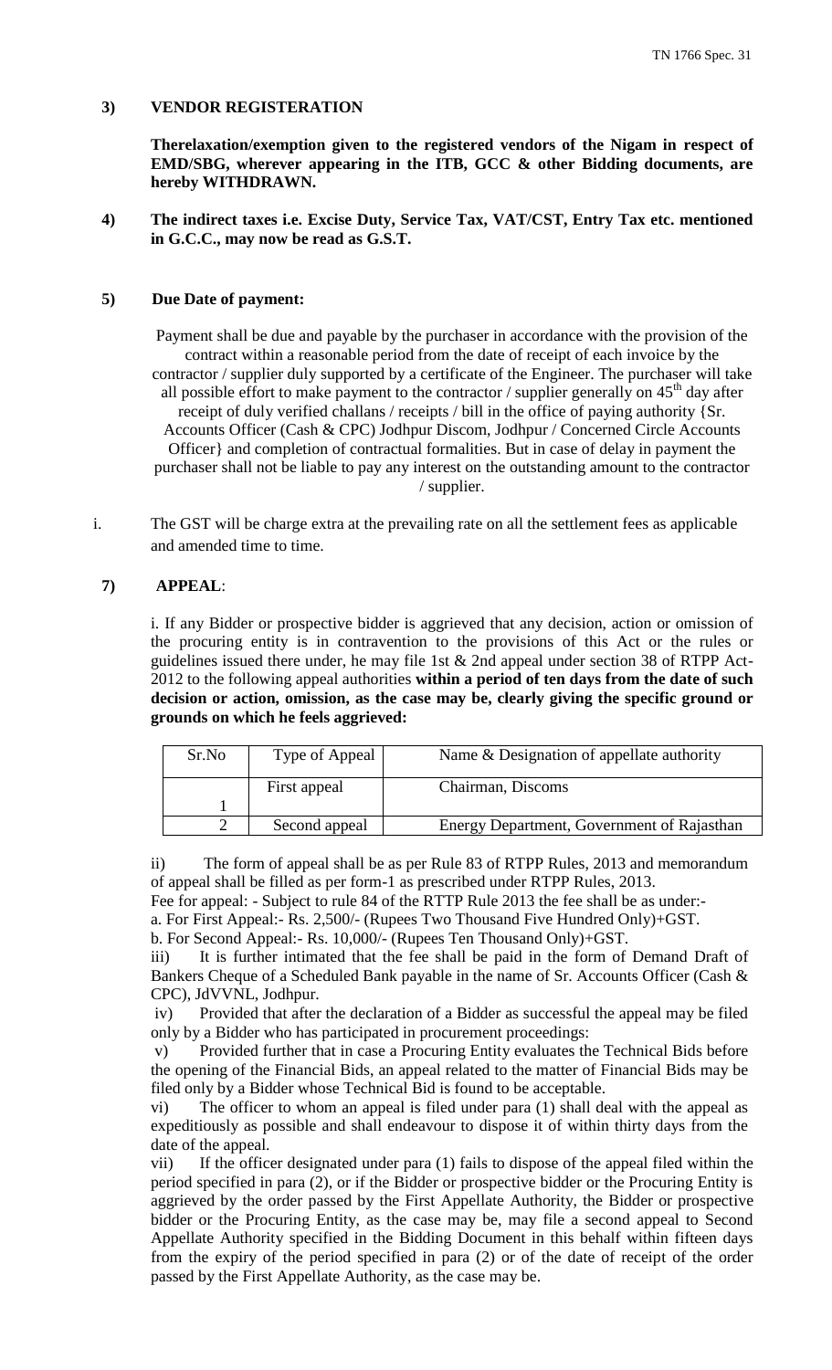**3) VENDOR REGISTERATION**

**Therelaxation/exemption given to the registered vendors of the Nigam in respect of EMD/SBG, wherever appearing in the ITB, GCC & other Bidding documents, are hereby WITHDRAWN.**

**4) The indirect taxes i.e. Excise Duty, Service Tax, VAT/CST, Entry Tax etc. mentioned in G.C.C., may now be read as G.S.T.**

**5) Due Date of payment:**

Payment shall be due and payable by the purchaser in accordance with the provision of the contract within a reasonable period from the date of receipt of each invoice by the contractor / supplier duly supported by a certificate of the Engineer. The purchaser will take all possible effort to make payment to the contractor / supplier generally on 45th day after receipt of duly verified challans / receipts / bill in the office of paying authority {Sr. Accounts Officer (Cash & CPC) Jodhpur Discom, Jodhpur / Concerned Circle Accounts Officer} and completion of contractual formalities. But in case of delay in payment the purchaser shall not be liable to pay any interest on the outstanding amount to the contractor / supplier.

i. The GST will be charge extra at the prevailing rate on all the settlement fees as applicable and amended time to time.

**7) APPEAL:**

i. If any Bidder or prospective bidder is aggrieved that any decision, action or omission of the procuring entity is in contravention to the provisions of this Act or the rules or guidelines issued there under, he may file 1st & 2nd appeal under section 38 of RTPP Act-2012 to the following appeal authorities **within a period of ten days from the date of such decision or action, omission, as the case may be, clearly giving the specific ground or grounds on which he feels aggrieved:**

| Sr.No | Type of Appeal | Name & Designation of appellate authority |
|---|---|---|
| 1 | First appeal | Chairman, Discoms |
| 2 | Second appeal | Energy Department, Government of Rajasthan |

ii) The form of appeal shall be as per Rule 83 of RTPP Rules, 2013 and memorandum of appeal shall be filled as per form-1 as prescribed under RTPP Rules, 2013.

Fee for appeal: - Subject to rule 84 of the RTTP Rule 2013 the fee shall be as under:-

a. For First Appeal:- Rs. 2,500/- (Rupees Two Thousand Five Hundred Only)+GST.

b. For Second Appeal:- Rs. 10,000/- (Rupees Ten Thousand Only)+GST.

iii) It is further intimated that the fee shall be paid in the form of Demand Draft of Bankers Cheque of a Scheduled Bank payable in the name of Sr. Accounts Officer (Cash & CPC), JdVVNL, Jodhpur.

iv) Provided that after the declaration of a Bidder as successful the appeal may be filed only by a Bidder who has participated in procurement proceedings:

v) Provided further that in case a Procuring Entity evaluates the Technical Bids before the opening of the Financial Bids, an appeal related to the matter of Financial Bids may be filed only by a Bidder whose Technical Bid is found to be acceptable.

vi) The officer to whom an appeal is filed under para (1) shall deal with the appeal as expeditiously as possible and shall endeavour to dispose it of within thirty days from the date of the appeal.

vii) If the officer designated under para (1) fails to dispose of the appeal filed within the period specified in para (2), or if the Bidder or prospective bidder or the Procuring Entity is aggrieved by the order passed by the First Appellate Authority, the Bidder or prospective bidder or the Procuring Entity, as the case may be, may file a second appeal to Second Appellate Authority specified in the Bidding Document in this behalf within fifteen days from the expiry of the period specified in para (2) or of the date of receipt of the order passed by the First Appellate Authority, as the case may be.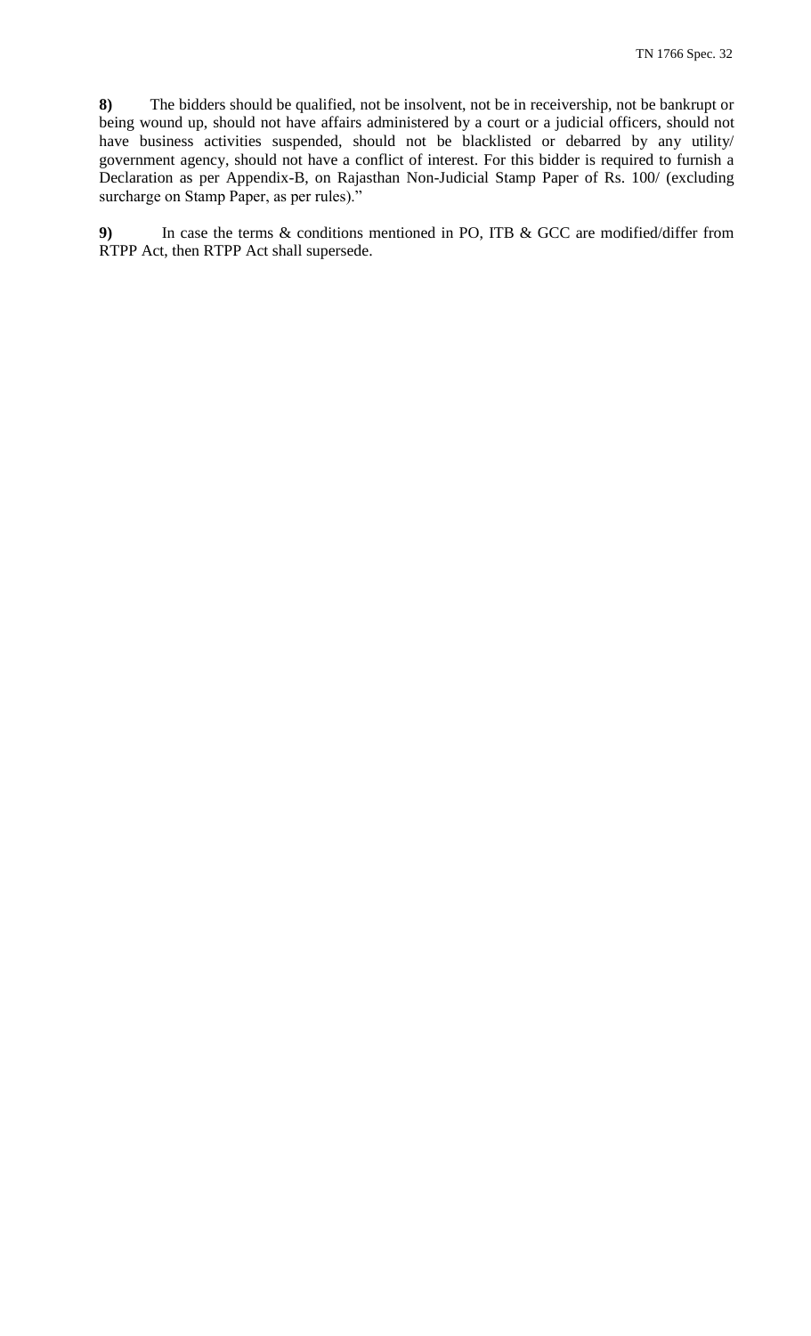**8)** The bidders should be qualified, not be insolvent, not be in receivership, not be bankrupt or being wound up, should not have affairs administered by a court or a judicial officers, should not have business activities suspended, should not be blacklisted or debarred by any utility/ government agency, should not have a conflict of interest. For this bidder is required to furnish a Declaration as per Appendix-B, on Rajasthan Non-Judicial Stamp Paper of Rs. 100/ (excluding surcharge on Stamp Paper, as per rules)."

**9)** In case the terms & conditions mentioned in PO, ITB & GCC are modified/differ from RTPP Act, then RTPP Act shall supersede.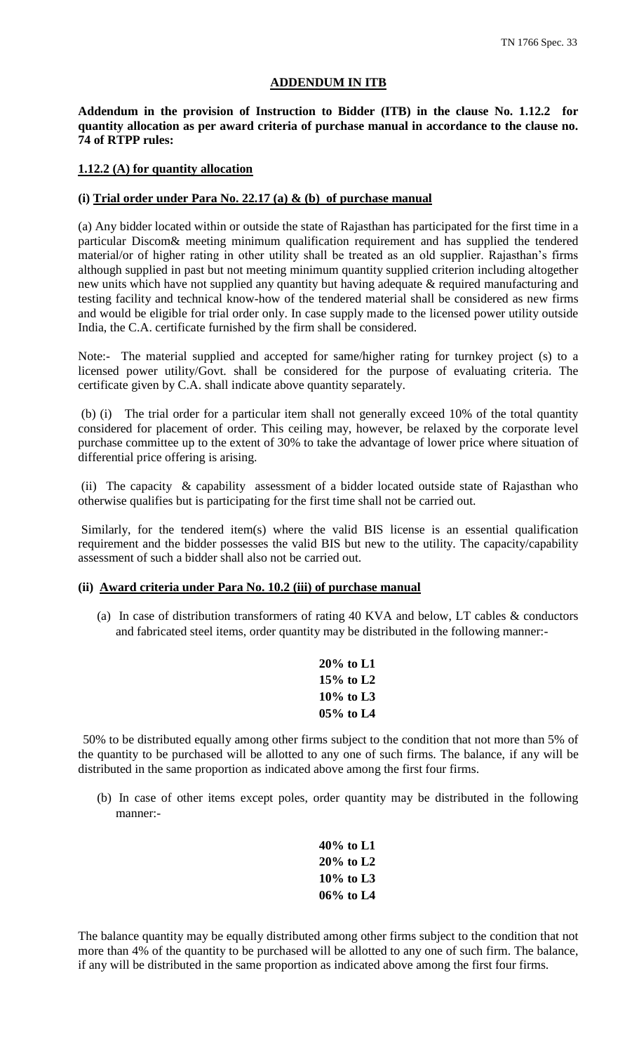## ADDENDUM IN ITB

**Addendum in the provision of Instruction to Bidder (ITB) in the clause No. 1.12.2 for quantity allocation as per award criteria of purchase manual in accordance to the clause no. 74 of RTPP rules:**

**1.12.2 (A) for quantity allocation**

**(i) Trial order under Para No. 22.17 (a) & (b) of purchase manual**

(a) Any bidder located within or outside the state of Rajasthan has participated for the first time in a particular Discom& meeting minimum qualification requirement and has supplied the tendered material/or of higher rating in other utility shall be treated as an old supplier. Rajasthan's firms although supplied in past but not meeting minimum quantity supplied criterion including altogether new units which have not supplied any quantity but having adequate & required manufacturing and testing facility and technical know-how of the tendered material shall be considered as new firms and would be eligible for trial order only. In case supply made to the licensed power utility outside India, the C.A. certificate furnished by the firm shall be considered.

Note:- The material supplied and accepted for same/higher rating for turnkey project (s) to a licensed power utility/Govt. shall be considered for the purpose of evaluating criteria. The certificate given by C.A. shall indicate above quantity separately.

(b) (i) The trial order for a particular item shall not generally exceed 10% of the total quantity considered for placement of order. This ceiling may, however, be relaxed by the corporate level purchase committee up to the extent of 30% to take the advantage of lower price where situation of differential price offering is arising.

(ii) The capacity & capability assessment of a bidder located outside state of Rajasthan who otherwise qualifies but is participating for the first time shall not be carried out.

Similarly, for the tendered item(s) where the valid BIS license is an essential qualification requirement and the bidder possesses the valid BIS but new to the utility. The capacity/capability assessment of such a bidder shall also not be carried out.

**(ii) Award criteria under Para No. 10.2 (iii) of purchase manual**

(a) In case of distribution transformers of rating 40 KVA and below, LT cables & conductors and fabricated steel items, order quantity may be distributed in the following manner:-

**20% to L1**
**15% to L2**
**10% to L3**
**05% to L4**

50% to be distributed equally among other firms subject to the condition that not more than 5% of the quantity to be purchased will be allotted to any one of such firms. The balance, if any will be distributed in the same proportion as indicated above among the first four firms.

(b) In case of other items except poles, order quantity may be distributed in the following manner:-

**40% to L1**
**20% to L2**
**10% to L3**
**06% to L4**

The balance quantity may be equally distributed among other firms subject to the condition that not more than 4% of the quantity to be purchased will be allotted to any one of such firm. The balance, if any will be distributed in the same proportion as indicated above among the first four firms.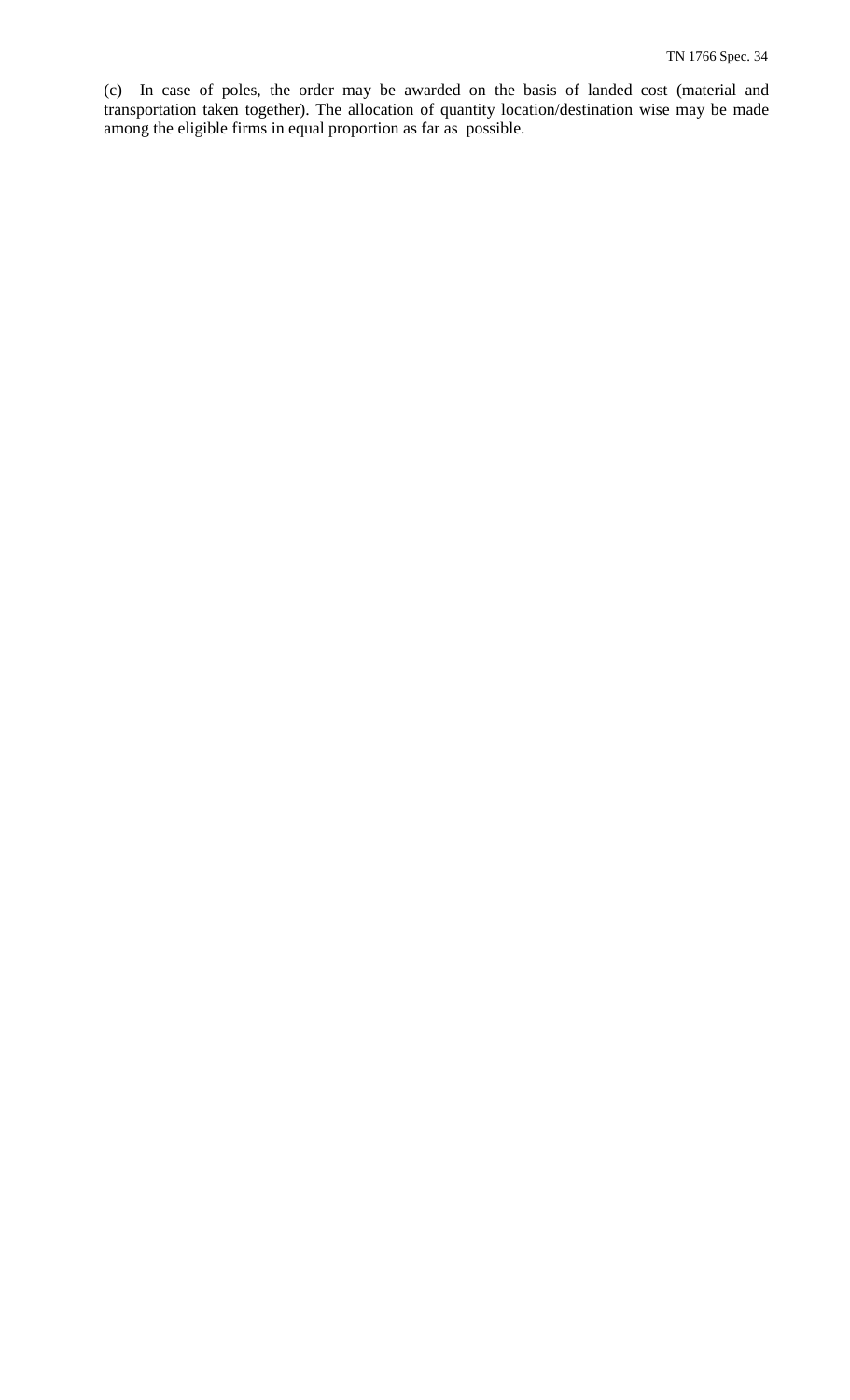(c) In case of poles, the order may be awarded on the basis of landed cost (material and transportation taken together). The allocation of quantity location/destination wise may be made among the eligible firms in equal proportion as far as possible.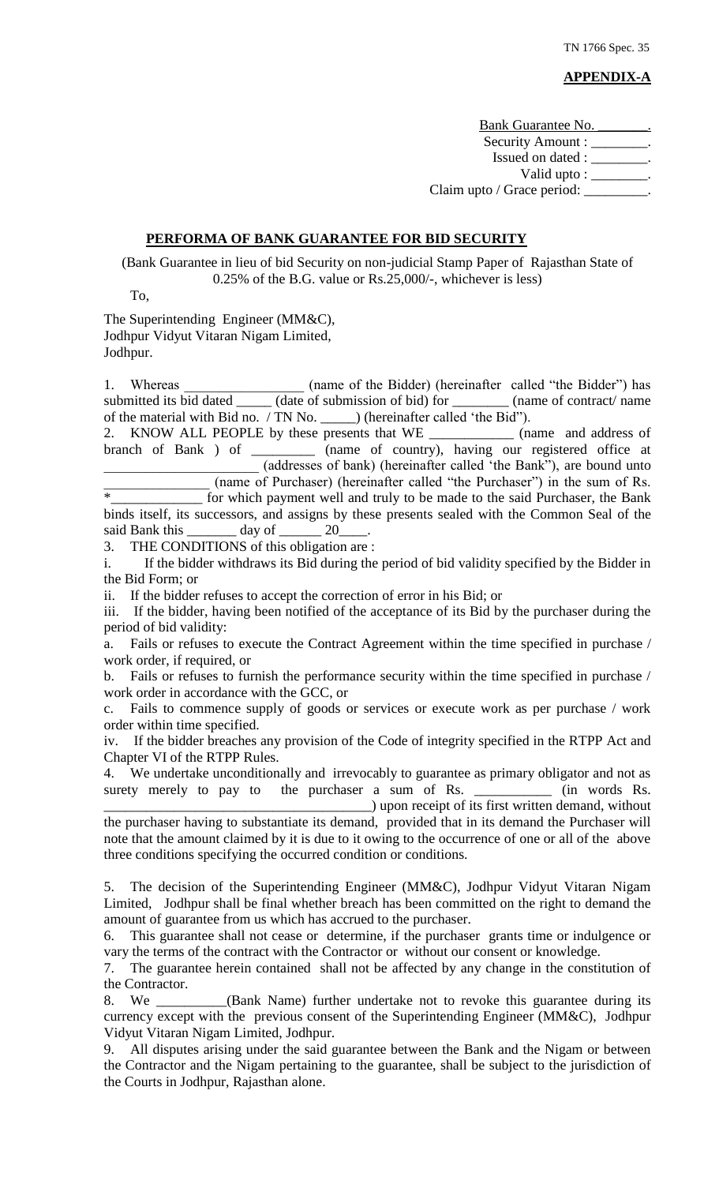**APPENDIX-A**

Bank Guarantee No. \_\_\_\_\_\_\_.
Security Amount : \_\_\_\_\_\_\_\_.
Issued on dated : \_\_\_\_\_\_\_\_.
Valid upto : \_\_\_\_\_\_\_\_.
Claim upto / Grace period: \_\_\_\_\_\_\_\_\_.

## PERFORMA OF BANK GUARANTEE FOR BID SECURITY

(Bank Guarantee in lieu of bid Security on non-judicial Stamp Paper of Rajasthan State of 0.25% of the B.G. value or Rs.25,000/-, whichever is less)

To,

The Superintending Engineer (MM&C),
Jodhpur Vidyut Vitaran Nigam Limited,
Jodhpur.

1. Whereas \_\_\_\_\_\_\_\_\_\_\_\_\_\_\_\_\_ (name of the Bidder) (hereinafter called "the Bidder") has submitted its bid dated \_\_\_\_\_ (date of submission of bid) for \_\_\_\_\_\_\_\_ (name of contract/ name of the material with Bid no. / TN No. \_\_\_\_\_) (hereinafter called 'the Bid").

2. KNOW ALL PEOPLE by these presents that WE \_\_\_\_\_\_\_\_\_\_\_\_ (name and address of branch of Bank ) of \_\_\_\_\_\_\_\_\_ (name of country), having our registered office at \_\_\_\_\_\_\_\_\_\_\_\_\_\_\_\_\_\_\_\_\_\_ (addresses of bank) (hereinafter called 'the Bank"), are bound unto \_\_\_\_\_\_\_\_\_\_\_\_\_\_\_ (name of Purchaser) (hereinafter called "the Purchaser") in the sum of Rs. *\_\_\_\_\_\_\_\_\_\_\_\_\_ for which payment well and truly to be made to the said Purchaser, the Bank binds itself, its successors, and assigns by these presents sealed with the Common Seal of the said Bank this \_\_\_\_\_\_\_ day of \_\_\_\_\_\_ 20\_\_\_\_.

3. THE CONDITIONS of this obligation are :

i. If the bidder withdraws its Bid during the period of bid validity specified by the Bidder in the Bid Form; or

ii. If the bidder refuses to accept the correction of error in his Bid; or

iii. If the bidder, having been notified of the acceptance of its Bid by the purchaser during the period of bid validity:

a. Fails or refuses to execute the Contract Agreement within the time specified in purchase / work order, if required, or

b. Fails or refuses to furnish the performance security within the time specified in purchase / work order in accordance with the GCC, or

c. Fails to commence supply of goods or services or execute work as per purchase / work order within time specified.

iv. If the bidder breaches any provision of the Code of integrity specified in the RTPP Act and Chapter VI of the RTPP Rules.

4. We undertake unconditionally and irrevocably to guarantee as primary obligator and not as surety merely to pay to the purchaser a sum of Rs. \_\_\_\_\_\_\_\_\_\_\_ (in words Rs. \_\_\_\_\_\_\_\_\_\_\_\_\_\_\_\_\_\_\_\_\_\_\_\_\_\_\_\_\_\_\_\_\_\_\_\_\_\_\_) upon receipt of its first written demand, without the purchaser having to substantiate its demand, provided that in its demand the Purchaser will note that the amount claimed by it is due to it owing to the occurrence of one or all of the above three conditions specifying the occurred condition or conditions.

5. The decision of the Superintending Engineer (MM&C), Jodhpur Vidyut Vitaran Nigam Limited, Jodhpur shall be final whether breach has been committed on the right to demand the amount of guarantee from us which has accrued to the purchaser.

6. This guarantee shall not cease or determine, if the purchaser grants time or indulgence or vary the terms of the contract with the Contractor or without our consent or knowledge.

7. The guarantee herein contained shall not be affected by any change in the constitution of the Contractor.

8. We \_\_\_\_\_\_\_\_\_\_(Bank Name) further undertake not to revoke this guarantee during its currency except with the previous consent of the Superintending Engineer (MM&C), Jodhpur Vidyut Vitaran Nigam Limited, Jodhpur.

9. All disputes arising under the said guarantee between the Bank and the Nigam or between the Contractor and the Nigam pertaining to the guarantee, shall be subject to the jurisdiction of the Courts in Jodhpur, Rajasthan alone.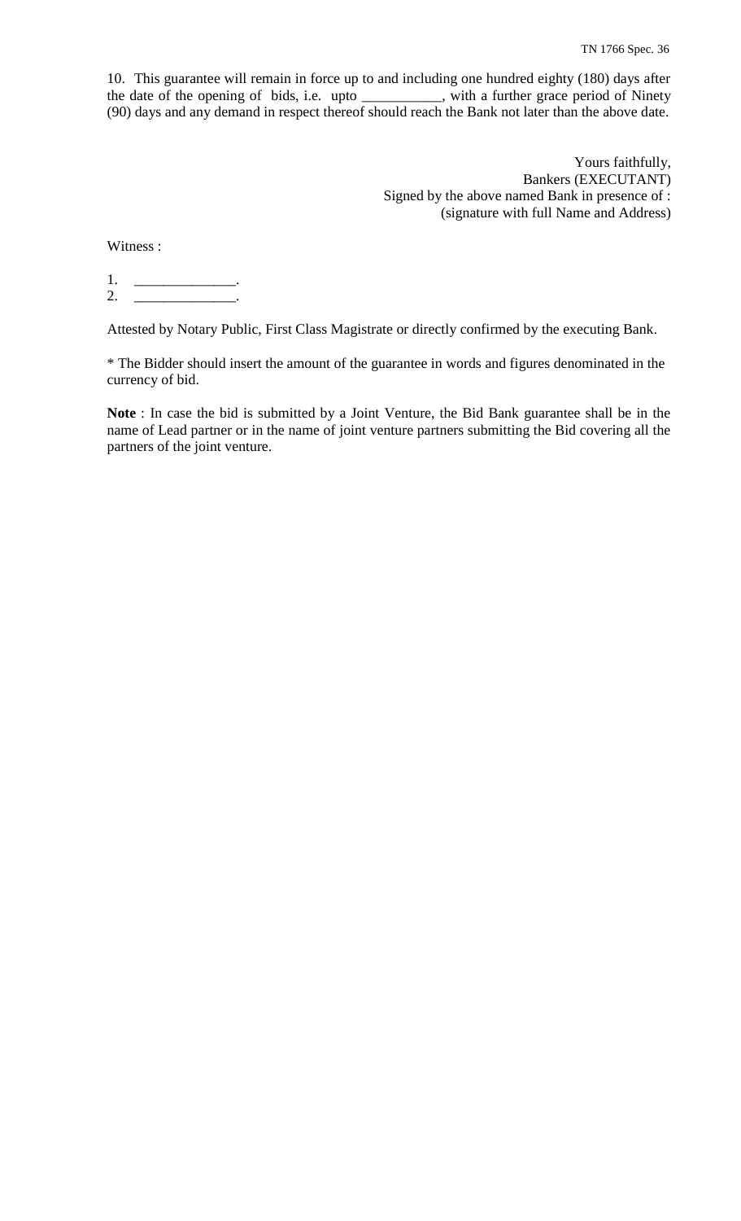10. This guarantee will remain in force up to and including one hundred eighty (180) days after the date of the opening of bids, i.e. upto ___________, with a further grace period of Ninety (90) days and any demand in respect thereof should reach the Bank not later than the above date.

Yours faithfully,
Bankers (EXECUTANT)
Signed by the above named Bank in presence of :
(signature with full Name and Address)

Witness :

1. _____________.
2. _____________.

Attested by Notary Public, First Class Magistrate or directly confirmed by the executing Bank.

* The Bidder should insert the amount of the guarantee in words and figures denominated in the currency of bid.

**Note** : In case the bid is submitted by a Joint Venture, the Bid Bank guarantee shall be in the name of Lead partner or in the name of joint venture partners submitting the Bid covering all the partners of the joint venture.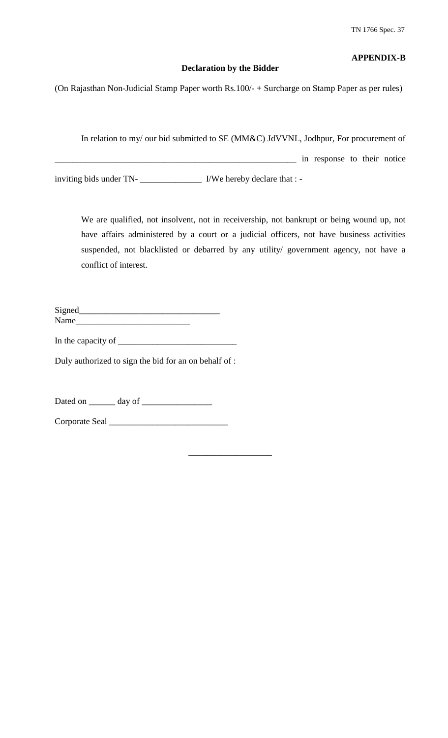**APPENDIX-B**

**Declaration by the Bidder**

(On Rajasthan Non-Judicial Stamp Paper worth Rs.100/- + Surcharge on Stamp Paper as per rules)

In relation to my/ our bid submitted to SE (MM&C) JdVVNL, Jodhpur, For procurement of _______________________________________________________ in response to their notice inviting bids under TN- ______________ I/We hereby declare that : -

We are qualified, not insolvent, not in receivership, not bankrupt or being wound up, not have affairs administered by a court or a judicial officers, not have business activities suspended, not blacklisted or debarred by any utility/ government agency, not have a conflict of interest.

Signed________________________________

Name__________________________

In the capacity of ___________________________

Duly authorized to sign the bid for an on behalf of :

Dated on ______ day of ________________

Corporate Seal ___________________________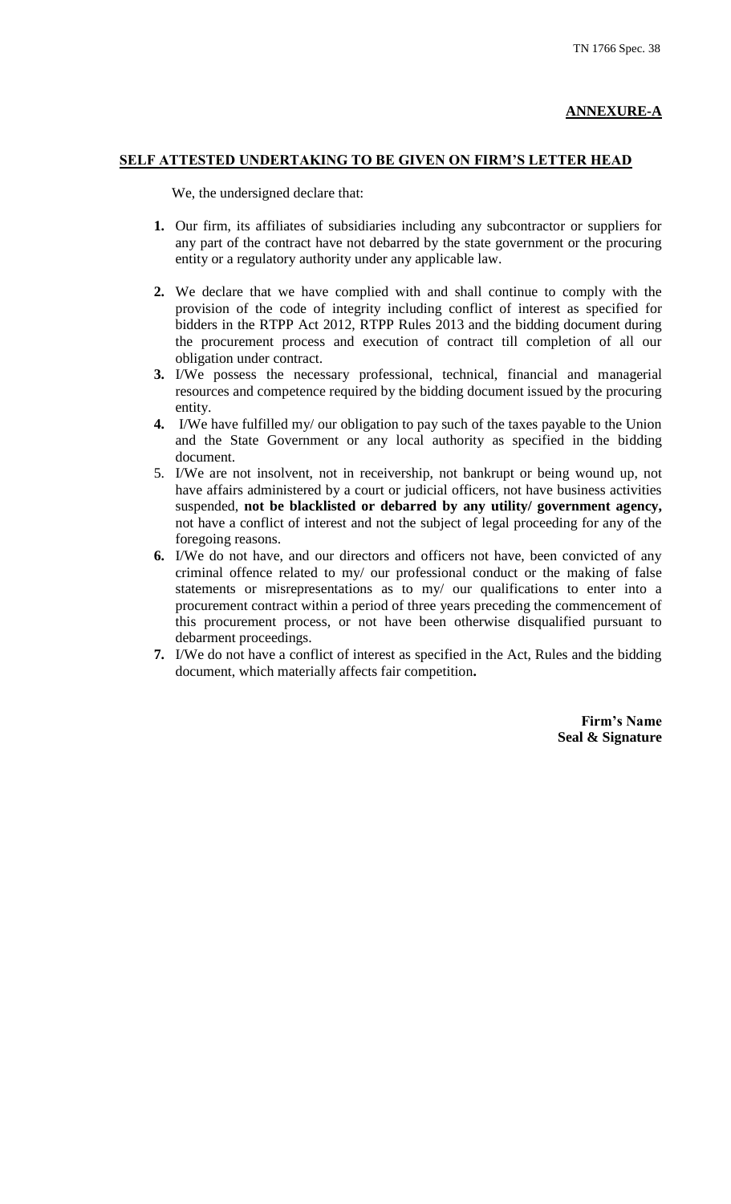**ANNEXURE-A**

**SELF ATTESTED UNDERTAKING TO BE GIVEN ON FIRM'S LETTER HEAD**

We, the undersigned declare that:

1. Our firm, its affiliates of subsidiaries including any subcontractor or suppliers for any part of the contract have not debarred by the state government or the procuring entity or a regulatory authority under any applicable law.

2. We declare that we have complied with and shall continue to comply with the provision of the code of integrity including conflict of interest as specified for bidders in the RTPP Act 2012, RTPP Rules 2013 and the bidding document during the procurement process and execution of contract till completion of all our obligation under contract.
3. I/We possess the necessary professional, technical, financial and managerial resources and competence required by the bidding document issued by the procuring entity.
4. I/We have fulfilled my/ our obligation to pay such of the taxes payable to the Union and the State Government or any local authority as specified in the bidding document.
5. I/We are not insolvent, not in receivership, not bankrupt or being wound up, not have affairs administered by a court or judicial officers, not have business activities suspended, **not be blacklisted or debarred by any utility/ government agency,** not have a conflict of interest and not the subject of legal proceeding for any of the foregoing reasons.
6. I/We do not have, and our directors and officers not have, been convicted of any criminal offence related to my/ our professional conduct or the making of false statements or misrepresentations as to my/ our qualifications to enter into a procurement contract within a period of three years preceding the commencement of this procurement process, or not have been otherwise disqualified pursuant to debarment proceedings.
7. I/We do not have a conflict of interest as specified in the Act, Rules and the bidding document, which materially affects fair competition**.**

**Firm's Name**
**Seal & Signature**